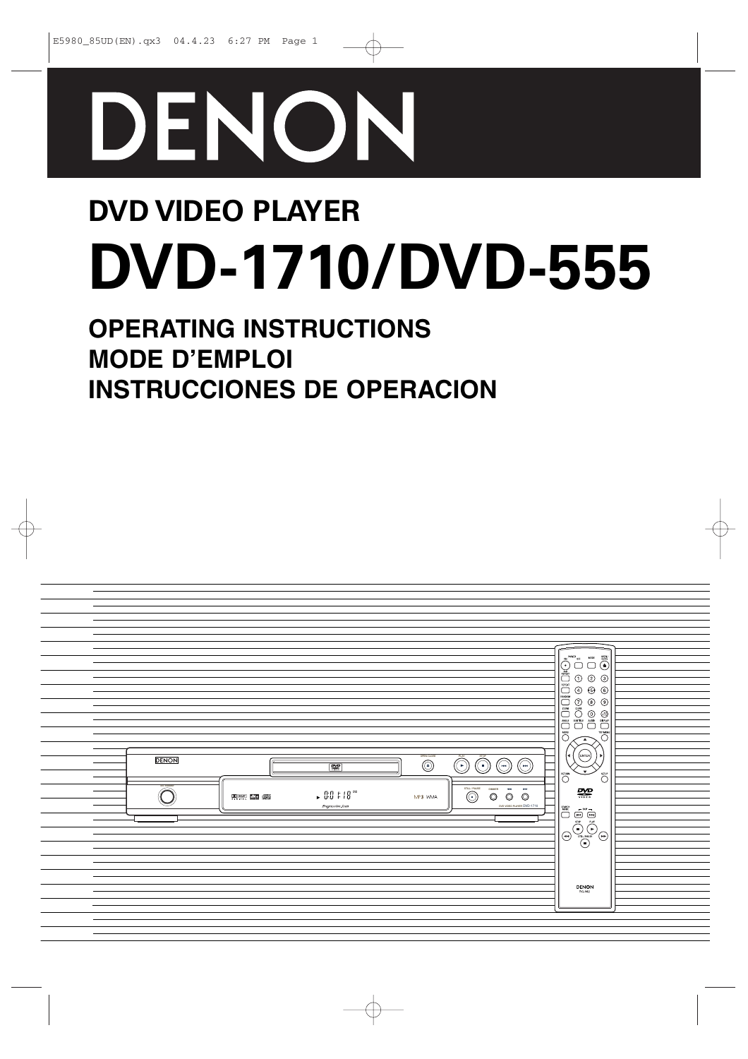# DENON

## DVD VIDEO PLAYER

# DVD-1710/DVD-555

## OPERATING INSTRUCTIONS
## MODE D'EMPLOI
## INSTRUCCIONES DE OPERACION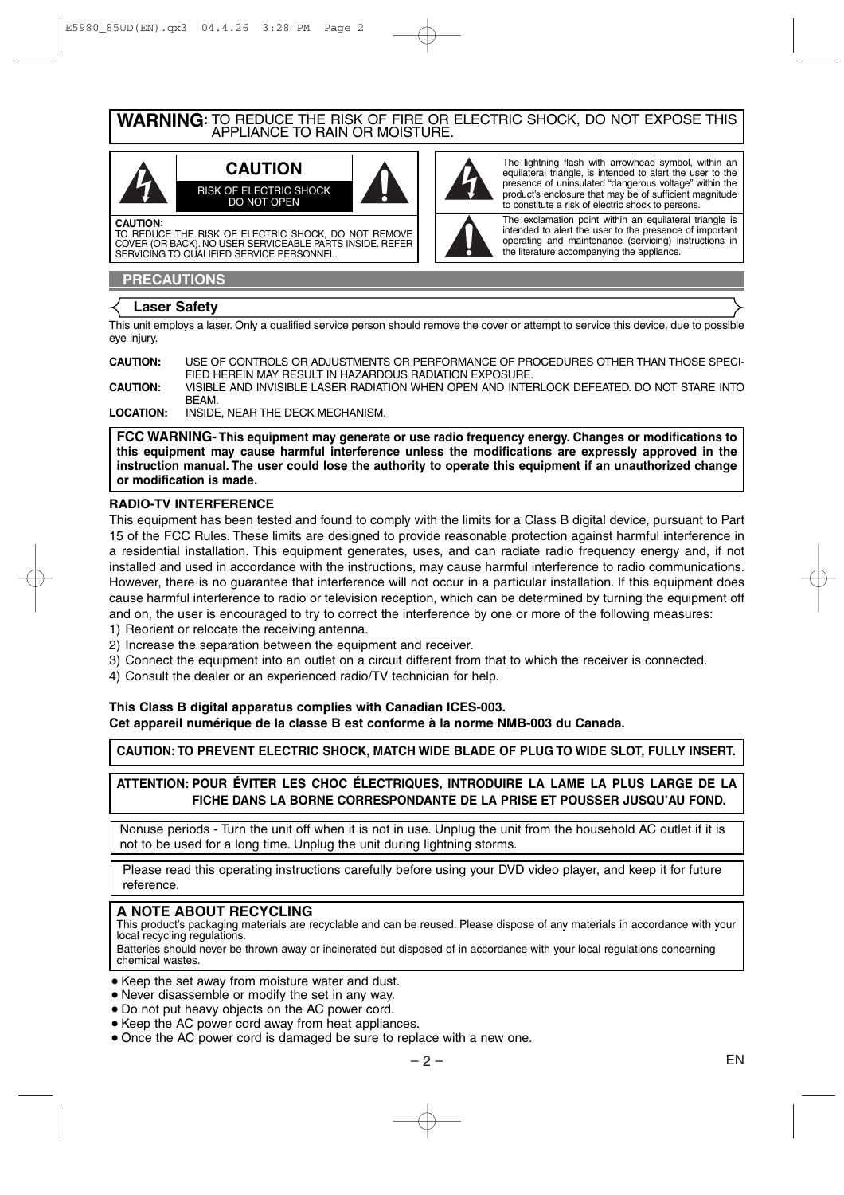**WARNING:** TO REDUCE THE RISK OF FIRE OR ELECTRIC SHOCK, DO NOT EXPOSE THIS APPLIANCE TO RAIN OR MOISTURE.

**CAUTION**

RISK OF ELECTRIC SHOCK DO NOT OPEN

**CAUTION:**
TO REDUCE THE RISK OF ELECTRIC SHOCK, DO NOT REMOVE COVER (OR BACK). NO USER SERVICEABLE PARTS INSIDE. REFER SERVICING TO QUALIFIED SERVICE PERSONNEL.

The lightning flash with arrowhead symbol, within an equilateral triangle, is intended to alert the user to the presence of uninsulated "dangerous voltage" within the product's enclosure that may be of sufficient magnitude to constitute a risk of electric shock to persons.

The exclamation point within an equilateral triangle is intended to alert the user to the presence of important operating and maintenance (servicing) instructions in the literature accompanying the appliance.

## PRECAUTIONS

### Laser Safety

This unit employs a laser. Only a qualified service person should remove the cover or attempt to service this device, due to possible eye injury.

**CAUTION:** USE OF CONTROLS OR ADJUSTMENTS OR PERFORMANCE OF PROCEDURES OTHER THAN THOSE SPECIFIED HEREIN MAY RESULT IN HAZARDOUS RADIATION EXPOSURE.

**CAUTION:** VISIBLE AND INVISIBLE LASER RADIATION WHEN OPEN AND INTERLOCK DEFEATED. DO NOT STARE INTO BEAM.

**LOCATION:** INSIDE, NEAR THE DECK MECHANISM.

**FCC WARNING- This equipment may generate or use radio frequency energy. Changes or modifications to this equipment may cause harmful interference unless the modifications are expressly approved in the instruction manual. The user could lose the authority to operate this equipment if an unauthorized change or modification is made.**

**RADIO-TV INTERFERENCE**

This equipment has been tested and found to comply with the limits for a Class B digital device, pursuant to Part 15 of the FCC Rules. These limits are designed to provide reasonable protection against harmful interference in a residential installation. This equipment generates, uses, and can radiate radio frequency energy and, if not installed and used in accordance with the instructions, may cause harmful interference to radio communications. However, there is no guarantee that interference will not occur in a particular installation. If this equipment does cause harmful interference to radio or television reception, which can be determined by turning the equipment off and on, the user is encouraged to try to correct the interference by one or more of the following measures:

1) Reorient or relocate the receiving antenna.
2) Increase the separation between the equipment and receiver.
3) Connect the equipment into an outlet on a circuit different from that to which the receiver is connected.
4) Consult the dealer or an experienced radio/TV technician for help.

**This Class B digital apparatus complies with Canadian ICES-003.**
**Cet appareil numérique de la classe B est conforme à la norme NMB-003 du Canada.**

**CAUTION: TO PREVENT ELECTRIC SHOCK, MATCH WIDE BLADE OF PLUG TO WIDE SLOT, FULLY INSERT.**

**ATTENTION: POUR ÉVITER LES CHOC ÉLECTRIQUES, INTRODUIRE LA LAME LA PLUS LARGE DE LA FICHE DANS LA BORNE CORRESPONDANTE DE LA PRISE ET POUSSER JUSQU'AU FOND.**

Nonuse periods - Turn the unit off when it is not in use. Unplug the unit from the household AC outlet if it is not to be used for a long time. Unplug the unit during lightning storms.

Please read this operating instructions carefully before using your DVD video player, and keep it for future reference.

### A NOTE ABOUT RECYCLING

This product's packaging materials are recyclable and can be reused. Please dispose of any materials in accordance with your local recycling regulations.
Batteries should never be thrown away or incinerated but disposed of in accordance with your local regulations concerning chemical wastes.

- Keep the set away from moisture water and dust.
- Never disassemble or modify the set in any way.
- Do not put heavy objects on the AC power cord.
- Keep the AC power cord away from heat appliances.
- Once the AC power cord is damaged be sure to replace with a new one.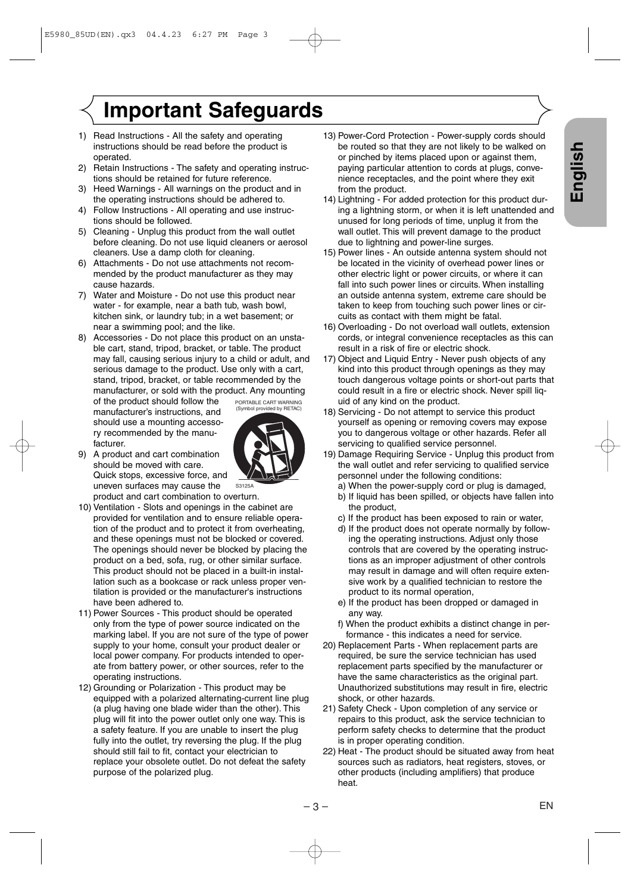# Important Safeguards

1) Read Instructions - All the safety and operating instructions should be read before the product is operated.
2) Retain Instructions - The safety and operating instructions should be retained for future reference.
3) Heed Warnings - All warnings on the product and in the operating instructions should be adhered to.
4) Follow Instructions - All operating and use instructions should be followed.
5) Cleaning - Unplug this product from the wall outlet before cleaning. Do not use liquid cleaners or aerosol cleaners. Use a damp cloth for cleaning.
6) Attachments - Do not use attachments not recommended by the product manufacturer as they may cause hazards.
7) Water and Moisture - Do not use this product near water - for example, near a bath tub, wash bowl, kitchen sink, or laundry tub; in a wet basement; or near a swimming pool; and the like.
8) Accessories - Do not place this product on an unstable cart, stand, tripod, bracket, or table. The product may fall, causing serious injury to a child or adult, and serious damage to the product. Use only with a cart, stand, tripod, bracket, or table recommended by the manufacturer, or sold with the product. Any mounting of the product should follow the manufacturer's instructions, and should use a mounting accessory recommended by the manufacturer.
9) A product and cart combination should be moved with care. Quick stops, excessive force, and uneven surfaces may cause the product and cart combination to overturn.

PORTABLE CART WARNING (Symbol provided by RETAC)

S3125A

10) Ventilation - Slots and openings in the cabinet are provided for ventilation and to ensure reliable operation of the product and to protect it from overheating, and these openings must not be blocked or covered. The openings should never be blocked by placing the product on a bed, sofa, rug, or other similar surface. This product should not be placed in a built-in installation such as a bookcase or rack unless proper ventilation is provided or the manufacturer's instructions have been adhered to.
11) Power Sources - This product should be operated only from the type of power source indicated on the marking label. If you are not sure of the type of power supply to your home, consult your product dealer or local power company. For products intended to operate from battery power, or other sources, refer to the operating instructions.
12) Grounding or Polarization - This product may be equipped with a polarized alternating-current line plug (a plug having one blade wider than the other). This plug will fit into the power outlet only one way. This is a safety feature. If you are unable to insert the plug fully into the outlet, try reversing the plug. If the plug should still fail to fit, contact your electrician to replace your obsolete outlet. Do not defeat the safety purpose of the polarized plug.
13) Power-Cord Protection - Power-supply cords should be routed so that they are not likely to be walked on or pinched by items placed upon or against them, paying particular attention to cords at plugs, convenience receptacles, and the point where they exit from the product.
14) Lightning - For added protection for this product during a lightning storm, or when it is left unattended and unused for long periods of time, unplug it from the wall outlet. This will prevent damage to the product due to lightning and power-line surges.
15) Power lines - An outside antenna system should not be located in the vicinity of overhead power lines or other electric light or power circuits, or where it can fall into such power lines or circuits. When installing an outside antenna system, extreme care should be taken to keep from touching such power lines or circuits as contact with them might be fatal.
16) Overloading - Do not overload wall outlets, extension cords, or integral convenience receptacles as this can result in a risk of fire or electric shock.
17) Object and Liquid Entry - Never push objects of any kind into this product through openings as they may touch dangerous voltage points or short-out parts that could result in a fire or electric shock. Never spill liquid of any kind on the product.
18) Servicing - Do not attempt to service this product yourself as opening or removing covers may expose you to dangerous voltage or other hazards. Refer all servicing to qualified service personnel.
19) Damage Requiring Service - Unplug this product from the wall outlet and refer servicing to qualified service personnel under the following conditions:
    a) When the power-supply cord or plug is damaged,
    b) If liquid has been spilled, or objects have fallen into the product,
    c) If the product has been exposed to rain or water,
    d) If the product does not operate normally by following the operating instructions. Adjust only those controls that are covered by the operating instructions as an improper adjustment of other controls may result in damage and will often require extensive work by a qualified technician to restore the product to its normal operation,
    e) If the product has been dropped or damaged in any way.
    f) When the product exhibits a distinct change in performance - this indicates a need for service.
20) Replacement Parts - When replacement parts are required, be sure the service technician has used replacement parts specified by the manufacturer or have the same characteristics as the original part. Unauthorized substitutions may result in fire, electric shock, or other hazards.
21) Safety Check - Upon completion of any service or repairs to this product, ask the service technician to perform safety checks to determine that the product is in proper operating condition.
22) Heat - The product should be situated away from heat sources such as radiators, heat registers, stoves, or other products (including amplifiers) that produce heat.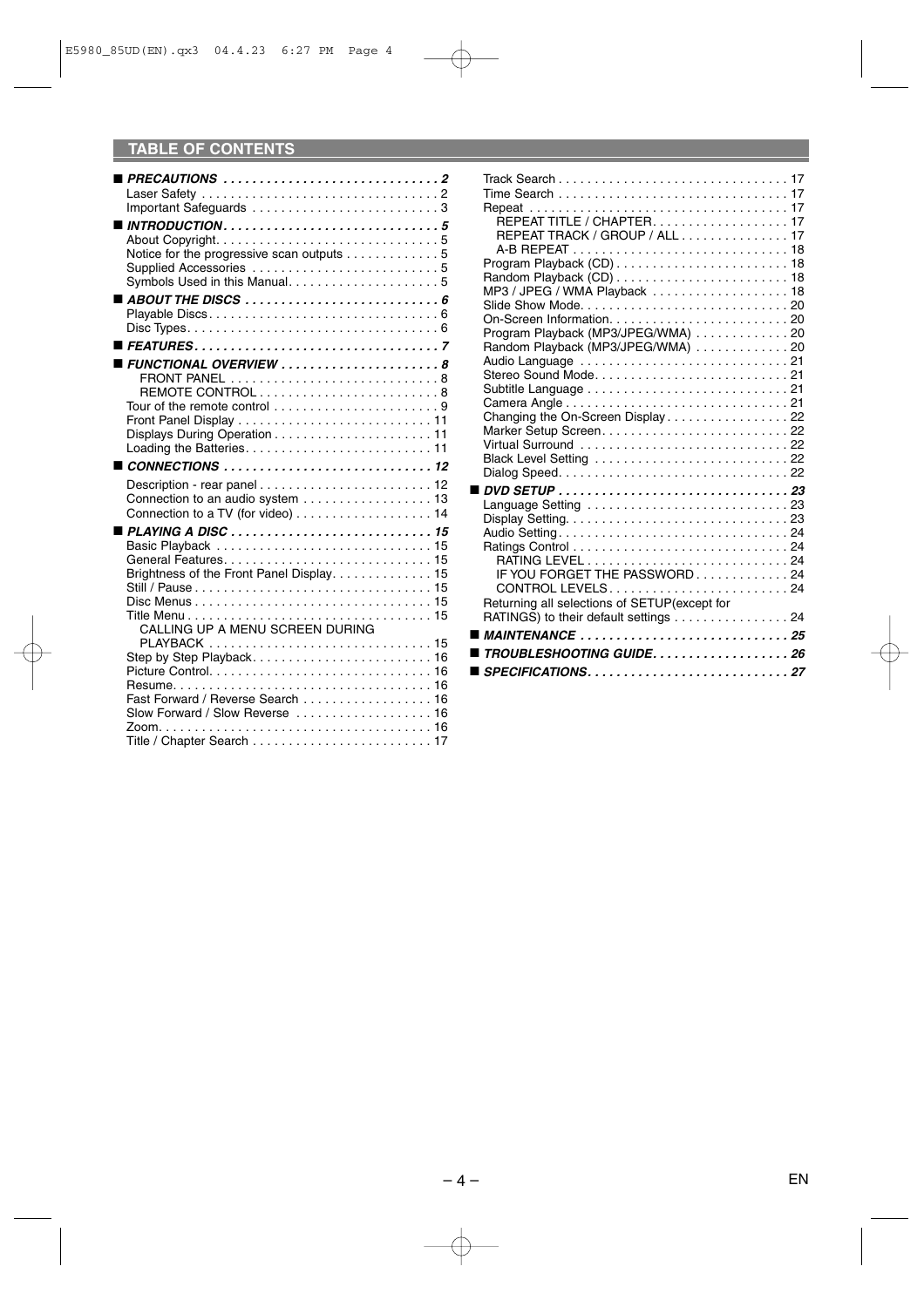## TABLE OF CONTENTS

- ***PRECAUTIONS*** . . . 2
  - Laser Safety . . . 2
  - Important Safeguards . . . 3
- ***INTRODUCTION*** . . . 5
  - About Copyright . . . 5
  - Notice for the progressive scan outputs . . . 5
  - Supplied Accessories . . . 5
  - Symbols Used in this Manual . . . 5
- ***ABOUT THE DISCS*** . . . 6
  - Playable Discs . . . 6
  - Disc Types . . . 6
- ***FEATURES*** . . . 7
- ***FUNCTIONAL OVERVIEW*** . . . 8
  - FRONT PANEL . . . 8
  - REMOTE CONTROL . . . 8
  - Tour of the remote control . . . 9
  - Front Panel Display . . . 11
  - Displays During Operation . . . 11
  - Loading the Batteries . . . 11
- ***CONNECTIONS*** . . . 12
  - Description - rear panel . . . 12
  - Connection to an audio system . . . 13
  - Connection to a TV (for video) . . . 14
- ***PLAYING A DISC*** . . . 15
  - Basic Playback . . . 15
  - General Features . . . 15
  - Brightness of the Front Panel Display . . . 15
  - Still / Pause . . . 15
  - Disc Menus . . . 15
  - Title Menu . . . 15
    - CALLING UP A MENU SCREEN DURING PLAYBACK . . . 15
  - Step by Step Playback . . . 16
  - Picture Control . . . 16
  - Resume . . . 16
  - Fast Forward / Reverse Search . . . 16
  - Slow Forward / Slow Reverse . . . 16
  - Zoom . . . 16
  - Title / Chapter Search . . . 17
  - Track Search . . . 17
  - Time Search . . . 17
  - Repeat . . . 17
    - REPEAT TITLE / CHAPTER . . . 17
    - REPEAT TRACK / GROUP / ALL . . . 17
    - A-B REPEAT . . . 18
  - Program Playback (CD) . . . 18
  - Random Playback (CD) . . . 18
  - MP3 / JPEG / WMA Playback . . . 18
  - Slide Show Mode . . . 20
  - On-Screen Information . . . 20
  - Program Playback (MP3/JPEG/WMA) . . . 20
  - Random Playback (MP3/JPEG/WMA) . . . 20
  - Audio Language . . . 21
  - Stereo Sound Mode . . . 21
  - Subtitle Language . . . 21
  - Camera Angle . . . 21
  - Changing the On-Screen Display . . . 22
  - Marker Setup Screen . . . 22
  - Virtual Surround . . . 22
  - Black Level Setting . . . 22
  - Dialog Speed . . . 22
- ***DVD SETUP*** . . . 23
  - Language Setting . . . 23
  - Display Setting . . . 23
  - Audio Setting . . . 24
  - Ratings Control . . . 24
    - RATING LEVEL . . . 24
    - IF YOU FORGET THE PASSWORD . . . 24
    - CONTROL LEVELS . . . 24
  - Returning all selections of SETUP(except for RATINGS) to their default settings . . . 24
- ***MAINTENANCE*** . . . 25
- ***TROUBLESHOOTING GUIDE*** . . . 26
- ***SPECIFICATIONS*** . . . 27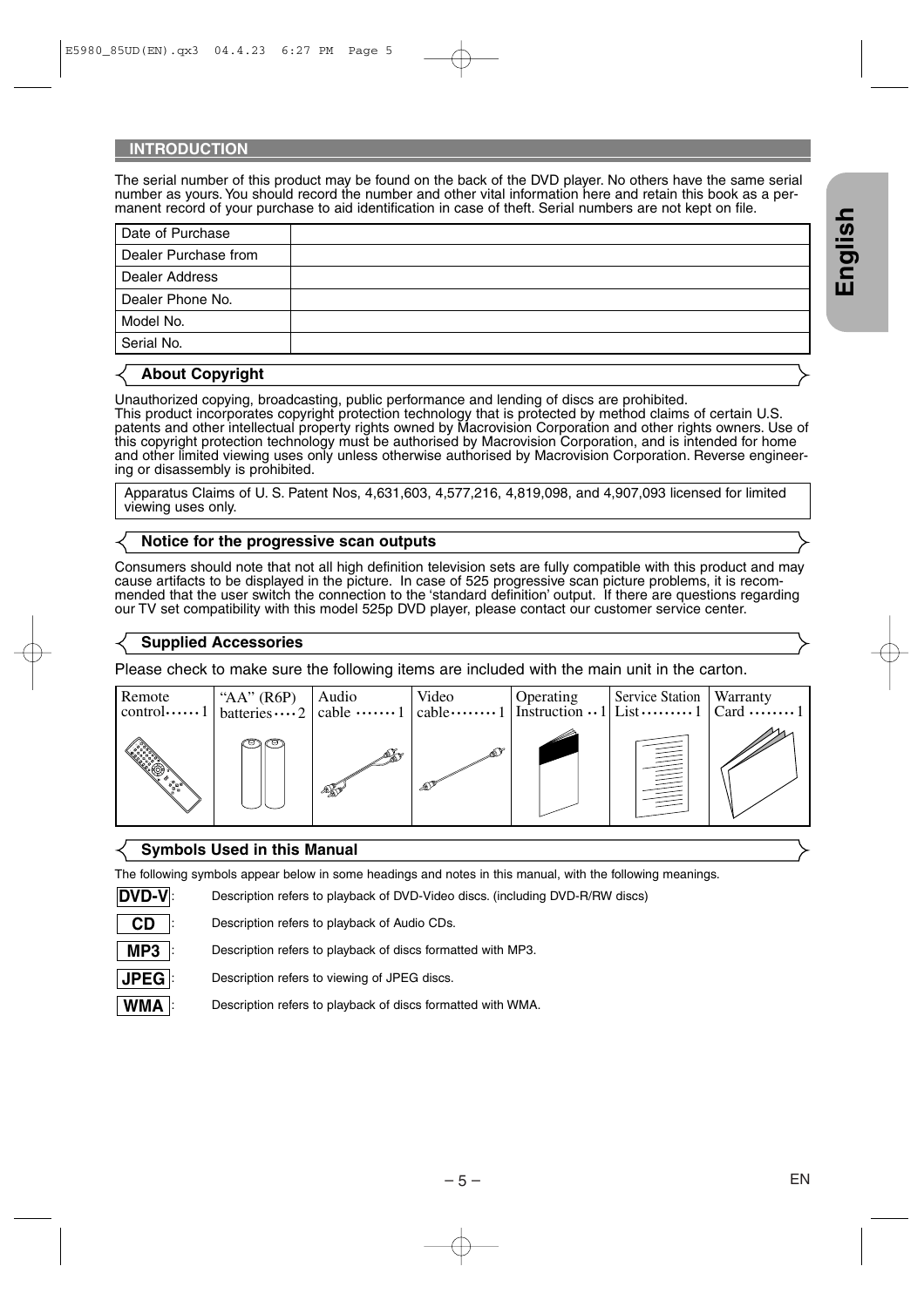## INTRODUCTION

The serial number of this product may be found on the back of the DVD player. No others have the same serial number as yours. You should record the number and other vital information here and retain this book as a permanent record of your purchase to aid identification in case of theft. Serial numbers are not kept on file.

| | |
|---|---|
| Date of Purchase | |
| Dealer Purchase from | |
| Dealer Address | |
| Dealer Phone No. | |
| Model No. | |
| Serial No. | |

### About Copyright

Unauthorized copying, broadcasting, public performance and lending of discs are prohibited.
This product incorporates copyright protection technology that is protected by method claims of certain U.S. patents and other intellectual property rights owned by Macrovision Corporation and other rights owners. Use of this copyright protection technology must be authorised by Macrovision Corporation, and is intended for home and other limited viewing uses only unless otherwise authorised by Macrovision Corporation. Reverse engineering or disassembly is prohibited.

Apparatus Claims of U. S. Patent Nos, 4,631,603, 4,577,216, 4,819,098, and 4,907,093 licensed for limited viewing uses only.

### Notice for the progressive scan outputs

Consumers should note that not all high definition television sets are fully compatible with this product and may cause artifacts to be displayed in the picture. In case of 525 progressive scan picture problems, it is recommended that the user switch the connection to the 'standard definition' output. If there are questions regarding our TV set compatibility with this model 525p DVD player, please contact our customer service center.

### Supplied Accessories

Please check to make sure the following items are included with the main unit in the carton.

| Remote control······1 | "AA" (R6P) batteries····2 | Audio cable ·······1 | Video cable········1 | Operating Instruction ··1 | Service Station List·········1 | Warranty Card ········1 |
|---|---|---|---|---|---|---|

### Symbols Used in this Manual

The following symbols appear below in some headings and notes in this manual, with the following meanings.

**DVD-V**: Description refers to playback of DVD-Video discs. (including DVD-R/RW discs)

**CD**: Description refers to playback of Audio CDs.

**MP3**: Description refers to playback of discs formatted with MP3.

**JPEG**: Description refers to viewing of JPEG discs.

**WMA**: Description refers to playback of discs formatted with WMA.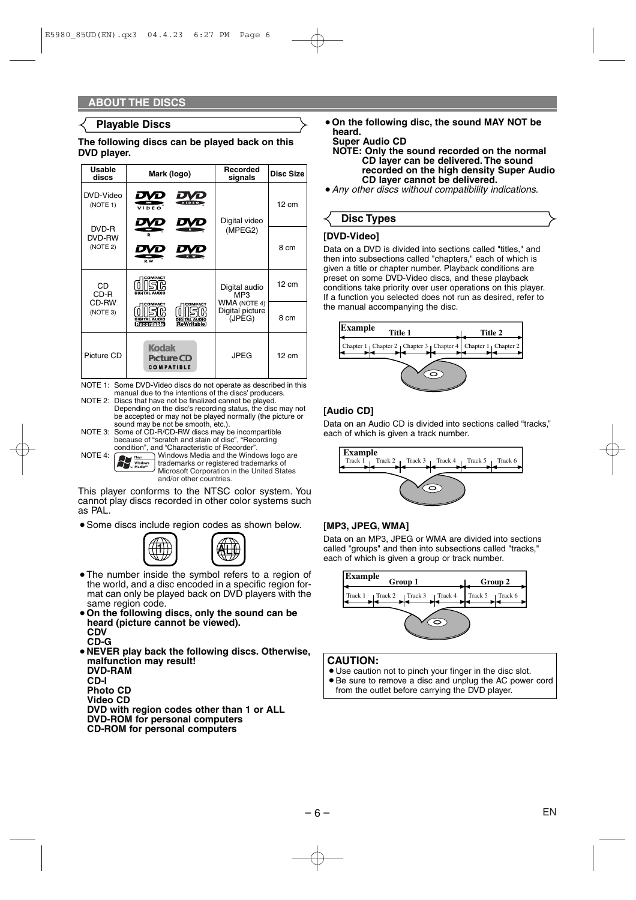## ABOUT THE DISCS

### Playable Discs

**The following discs can be played back on this DVD player.**

| Usable discs | Mark (logo) | Recorded signals | Disc Size |
|---|---|---|---|
| DVD-Video (NOTE 1) DVD-R DVD-RW (NOTE 2) | | Digital video (MPEG2) | 12 cm |
| | | | 8 cm |
| CD CD-R CD-RW (NOTE 3) | | Digital audio MP3 WMA (NOTE 4) Digital picture (JPEG) | 12 cm |
| | | | 8 cm |
| Picture CD | Kodak Picture CD COMPATIBLE | JPEG | 12 cm |

NOTE 1: Some DVD-Video discs do not operate as described in this manual due to the intentions of the discs' producers.
NOTE 2: Discs that have not be finalized cannot be played. Depending on the disc's recording status, the disc may not be accepted or may not be played normally (the picture or sound may be not be smooth, etc.).
NOTE 3: Some of CD-R/CD-RW discs may be incompartible because of "scratch and stain of disc", "Recording condition", and "Characteristic of Recorder".
NOTE 4: Windows Media and the Windows logo are trademarks or registered trademarks of Microsoft Corporation in the United States and/or other countries.

This player conforms to the NTSC color system. You cannot play discs recorded in other color systems such as PAL.

- Some discs include region codes as shown below.

1 ALL

- The number inside the symbol refers to a region of the world, and a disc encoded in a specific region format can only be played back on DVD players with the same region code.
- **On the following discs, only the sound can be heard (picture cannot be viewed).**
  **CDV**
  **CD-G**
- **NEVER play back the following discs. Otherwise, malfunction may result!**
  **DVD-RAM**
  **CD-I**
  **Photo CD**
  **Video CD**
  **DVD with region codes other than 1 or ALL**
  **DVD-ROM for personal computers**
  **CD-ROM for personal computers**
- **On the following disc, the sound MAY NOT be heard.**
  **Super Audio CD**
  **NOTE: Only the sound recorded on the normal CD layer can be delivered. The sound recorded on the high density Super Audio CD layer cannot be delivered.**
- *Any other discs without compatibility indications.*

### Disc Types

**[DVD-Video]**

Data on a DVD is divided into sections called "titles," and then into subsections called "chapters," each of which is given a title or chapter number. Playback conditions are preset on some DVD-Video discs, and these playback conditions take priority over user operations on this player. If a function you selected does not run as desired, refer to the manual accompanying the disc.

Example: Title 1 (Chapter 1, Chapter 2, Chapter 3, Chapter 4), Title 2 (Chapter 1, Chapter 2)

**[Audio CD]**

Data on an Audio CD is divided into sections called "tracks," each of which is given a track number.

Example: Track 1, Track 2, Track 3, Track 4, Track 5, Track 6

**[MP3, JPEG, WMA]**

Data on an MP3, JPEG or WMA are divided into sections called "groups" and then into subsections called "tracks," each of which is given a group or track number.

Example: Group 1 (Track 1, Track 2, Track 3, Track 4), Group 2 (Track 5, Track 6)

**CAUTION:**

- Use caution not to pinch your finger in the disc slot.
- Be sure to remove a disc and unplug the AC power cord from the outlet before carrying the DVD player.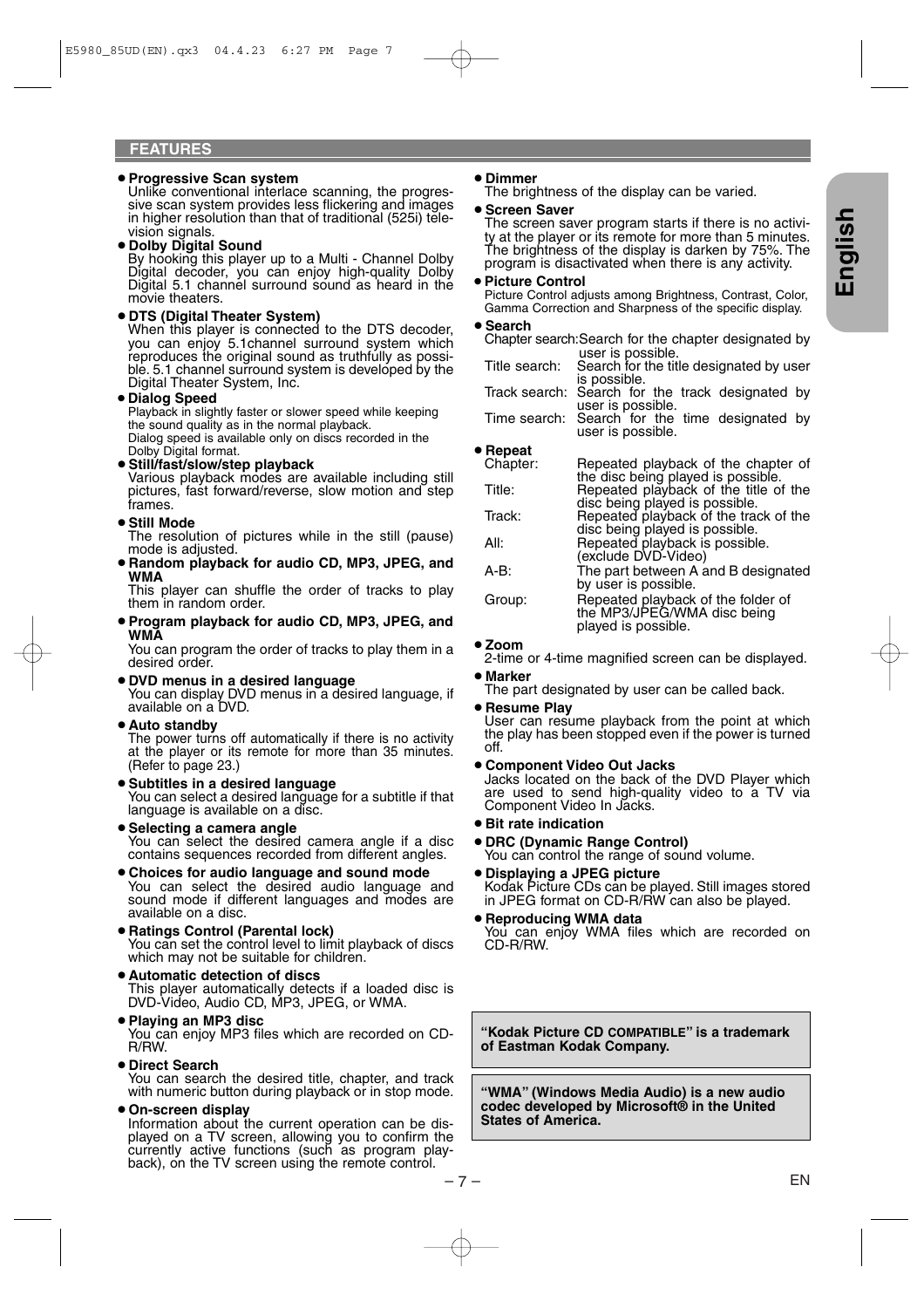## FEATURES

- **Progressive Scan system**
  Unlike conventional interlace scanning, the progressive scan system provides less flickering and images in higher resolution than that of traditional (525i) television signals.
- **Dolby Digital Sound**
  By hooking this player up to a Multi - Channel Dolby Digital decoder, you can enjoy high-quality Dolby Digital 5.1 channel surround sound as heard in the movie theaters.
- **DTS (Digital Theater System)**
  When this player is connected to the DTS decoder, you can enjoy 5.1channel surround system which reproduces the original sound as truthfully as possible. 5.1 channel surround system is developed by the Digital Theater System, Inc.
- **Dialog Speed**
  Playback in slightly faster or slower speed while keeping the sound quality as in the normal playback.
  Dialog speed is available only on discs recorded in the Dolby Digital format.
- **Still/fast/slow/step playback**
  Various playback modes are available including still pictures, fast forward/reverse, slow motion and step frames.
- **Still Mode**
  The resolution of pictures while in the still (pause) mode is adjusted.
- **Random playback for audio CD, MP3, JPEG, and WMA**
  This player can shuffle the order of tracks to play them in random order.
- **Program playback for audio CD, MP3, JPEG, and WMA**
  You can program the order of tracks to play them in a desired order.
- **DVD menus in a desired language**
  You can display DVD menus in a desired language, if available on a DVD.
- **Auto standby**
  The power turns off automatically if there is no activity at the player or its remote for more than 35 minutes. (Refer to page 23.)
- **Subtitles in a desired language**
  You can select a desired language for a subtitle if that language is available on a disc.
- **Selecting a camera angle**
  You can select the desired camera angle if a disc contains sequences recorded from different angles.
- **Choices for audio language and sound mode**
  You can select the desired audio language and sound mode if different languages and modes are available on a disc.
- **Ratings Control (Parental lock)**
  You can set the control level to limit playback of discs which may not be suitable for children.
- **Automatic detection of discs**
  This player automatically detects if a loaded disc is DVD-Video, Audio CD, MP3, JPEG, or WMA.
- **Playing an MP3 disc**
  You can enjoy MP3 files which are recorded on CD-R/RW.
- **Direct Search**
  You can search the desired title, chapter, and track with numeric button during playback or in stop mode.
- **On-screen display**
  Information about the current operation can be displayed on a TV screen, allowing you to confirm the currently active functions (such as program playback), on the TV screen using the remote control.
- **Dimmer**
  The brightness of the display can be varied.
- **Screen Saver**
  The screen saver program starts if there is no activity at the player or its remote for more than 5 minutes. The brightness of the display is darken by 75%. The program is disactivated when there is any activity.
- **Picture Control**
  Picture Control adjusts among Brightness, Contrast, Color, Gamma Correction and Sharpness of the specific display.
- **Search**
  - Chapter search: Search for the chapter designated by user is possible.
  - Title search: Search for the title designated by user is possible.
  - Track search: Search for the track designated by user is possible.
  - Time search: Search for the time designated by user is possible.
- **Repeat**
  - Chapter: Repeated playback of the chapter of the disc being played is possible.
  - Title: Repeated playback of the title of the disc being played is possible.
  - Track: Repeated playback of the track of the disc being played is possible.
  - All: Repeated playback is possible. (exclude DVD-Video)
  - A-B: The part between A and B designated by user is possible.
  - Group: Repeated playback of the folder of the MP3/JPEG/WMA disc being played is possible.
- **Zoom**
  2-time or 4-time magnified screen can be displayed.
- **Marker**
  The part designated by user can be called back.
- **Resume Play**
  User can resume playback from the point at which the play has been stopped even if the power is turned off.
- **Component Video Out Jacks**
  Jacks located on the back of the DVD Player which are used to send high-quality video to a TV via Component Video In Jacks.
- **Bit rate indication**
- **DRC (Dynamic Range Control)**
  You can control the range of sound volume.
- **Displaying a JPEG picture**
  Kodak Picture CDs can be played. Still images stored in JPEG format on CD-R/RW can also be played.
- **Reproducing WMA data**
  You can enjoy WMA files which are recorded on CD-R/RW.

**"Kodak Picture CD COMPATIBLE" is a trademark of Eastman Kodak Company.**

**"WMA" (Windows Media Audio) is a new audio codec developed by Microsoft® in the United States of America.**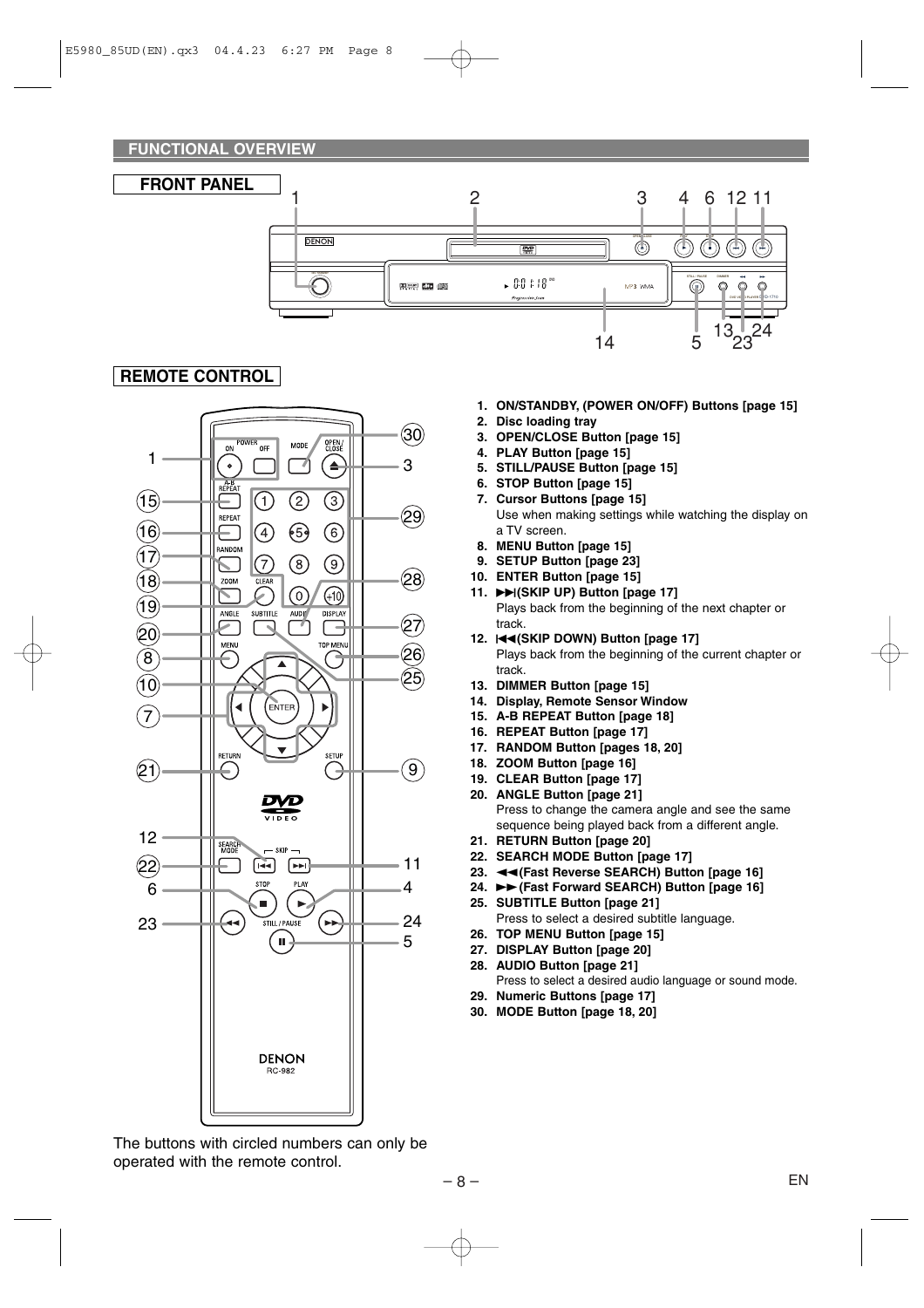## FUNCTIONAL OVERVIEW

### FRONT PANEL

### REMOTE CONTROL

1. **ON/STANDBY, (POWER ON/OFF) Buttons [page 15]**
2. **Disc loading tray**
3. **OPEN/CLOSE Button [page 15]**
4. **PLAY Button [page 15]**
5. **STILL/PAUSE Button [page 15]**
6. **STOP Button [page 15]**
7. **Cursor Buttons [page 15]**
   Use when making settings while watching the display on a TV screen.
8. **MENU Button [page 15]**
9. **SETUP Button [page 23]**
10. **ENTER Button [page 15]**
11. **►►I(SKIP UP) Button [page 17]**
    Plays back from the beginning of the next chapter or track.
12. **I◄◄(SKIP DOWN) Button [page 17]**
    Plays back from the beginning of the current chapter or track.
13. **DIMMER Button [page 15]**
14. **Display, Remote Sensor Window**
15. **A-B REPEAT Button [page 18]**
16. **REPEAT Button [page 17]**
17. **RANDOM Button [pages 18, 20]**
18. **ZOOM Button [page 16]**
19. **CLEAR Button [page 17]**
20. **ANGLE Button [page 21]**
    Press to change the camera angle and see the same sequence being played back from a different angle.
21. **RETURN Button [page 20]**
22. **SEARCH MODE Button [page 17]**
23. **◄◄(Fast Reverse SEARCH) Button [page 16]**
24. **►► (Fast Forward SEARCH) Button [page 16]**
25. **SUBTITLE Button [page 21]**
    Press to select a desired subtitle language.
26. **TOP MENU Button [page 15]**
27. **DISPLAY Button [page 20]**
28. **AUDIO Button [page 21]**
    Press to select a desired audio language or sound mode.
29. **Numeric Buttons [page 17]**
30. **MODE Button [page 18, 20]**

The buttons with circled numbers can only be operated with the remote control.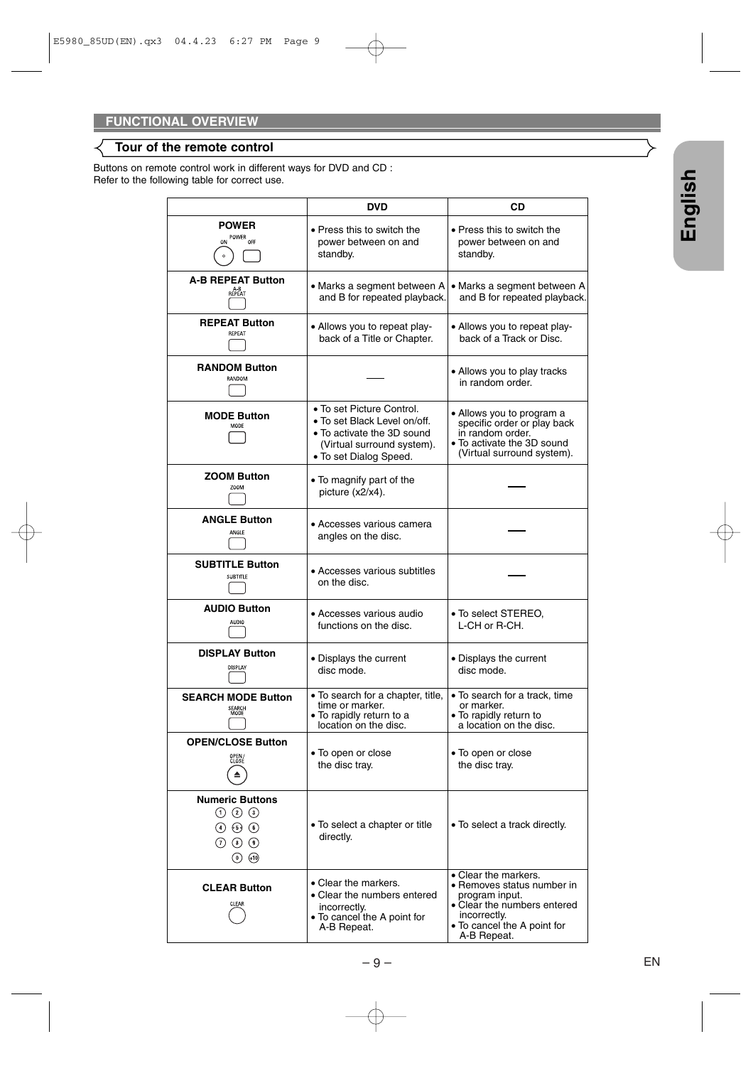## FUNCTIONAL OVERVIEW

### Tour of the remote control

Buttons on remote control work in different ways for DVD and CD :
Refer to the following table for correct use.

| | DVD | CD |
|---|---|---|
| **POWER** | • Press this to switch the power between on and standby. | • Press this to switch the power between on and standby. |
| **A-B REPEAT Button** | • Marks a segment between A and B for repeated playback. | • Marks a segment between A and B for repeated playback. |
| **REPEAT Button** | • Allows you to repeat playback of a Title or Chapter. | • Allows you to repeat playback of a Track or Disc. |
| **RANDOM Button** | — | • Allows you to play tracks in random order. |
| **MODE Button** | • To set Picture Control.<br>• To set Black Level on/off.<br>• To activate the 3D sound (Virtual surround system).<br>• To set Dialog Speed. | • Allows you to program a specific order or play back in random order.<br>• To activate the 3D sound (Virtual surround system). |
| **ZOOM Button** | • To magnify part of the picture (x2/x4). | — |
| **ANGLE Button** | • Accesses various camera angles on the disc. | — |
| **SUBTITLE Button** | • Accesses various subtitles on the disc. | — |
| **AUDIO Button** | • Accesses various audio functions on the disc. | • To select STEREO, L-CH or R-CH. |
| **DISPLAY Button** | • Displays the current disc mode. | • Displays the current disc mode. |
| **SEARCH MODE Button** | • To search for a chapter, title, time or marker.<br>• To rapidly return to a location on the disc. | • To search for a track, time or marker.<br>• To rapidly return to a location on the disc. |
| **OPEN/CLOSE Button** | • To open or close the disc tray. | • To open or close the disc tray. |
| **Numeric Buttons** | • To select a chapter or title directly. | • To select a track directly. |
| **CLEAR Button** | • Clear the markers.<br>• Clear the numbers entered incorrectly.<br>• To cancel the A point for A-B Repeat. | • Clear the markers.<br>• Removes status number in program input.<br>• Clear the numbers entered incorrectly.<br>• To cancel the A point for A-B Repeat. |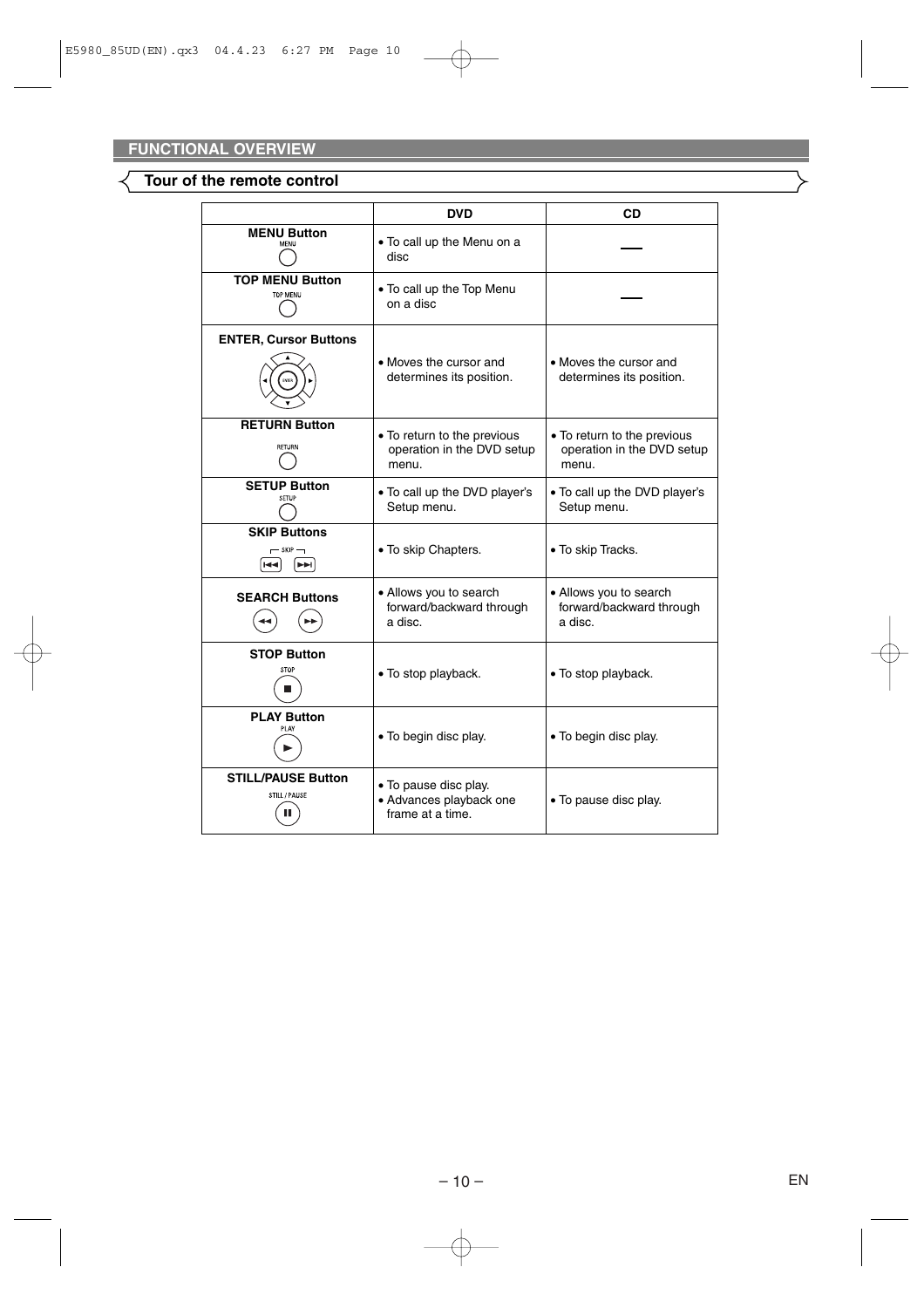## FUNCTIONAL OVERVIEW

### Tour of the remote control

| | DVD | CD |
|---|---|---|
| **MENU Button** | • To call up the Menu on a disc | — |
| **TOP MENU Button** | • To call up the Top Menu on a disc | — |
| **ENTER, Cursor Buttons** | • Moves the cursor and determines its position. | • Moves the cursor and determines its position. |
| **RETURN Button** | • To return to the previous operation in the DVD setup menu. | • To return to the previous operation in the DVD setup menu. |
| **SETUP Button** | • To call up the DVD player's Setup menu. | • To call up the DVD player's Setup menu. |
| **SKIP Buttons** | • To skip Chapters. | • To skip Tracks. |
| **SEARCH Buttons** | • Allows you to search forward/backward through a disc. | • Allows you to search forward/backward through a disc. |
| **STOP Button** | • To stop playback. | • To stop playback. |
| **PLAY Button** | • To begin disc play. | • To begin disc play. |
| **STILL/PAUSE Button** | • To pause disc play.<br>• Advances playback one frame at a time. | • To pause disc play. |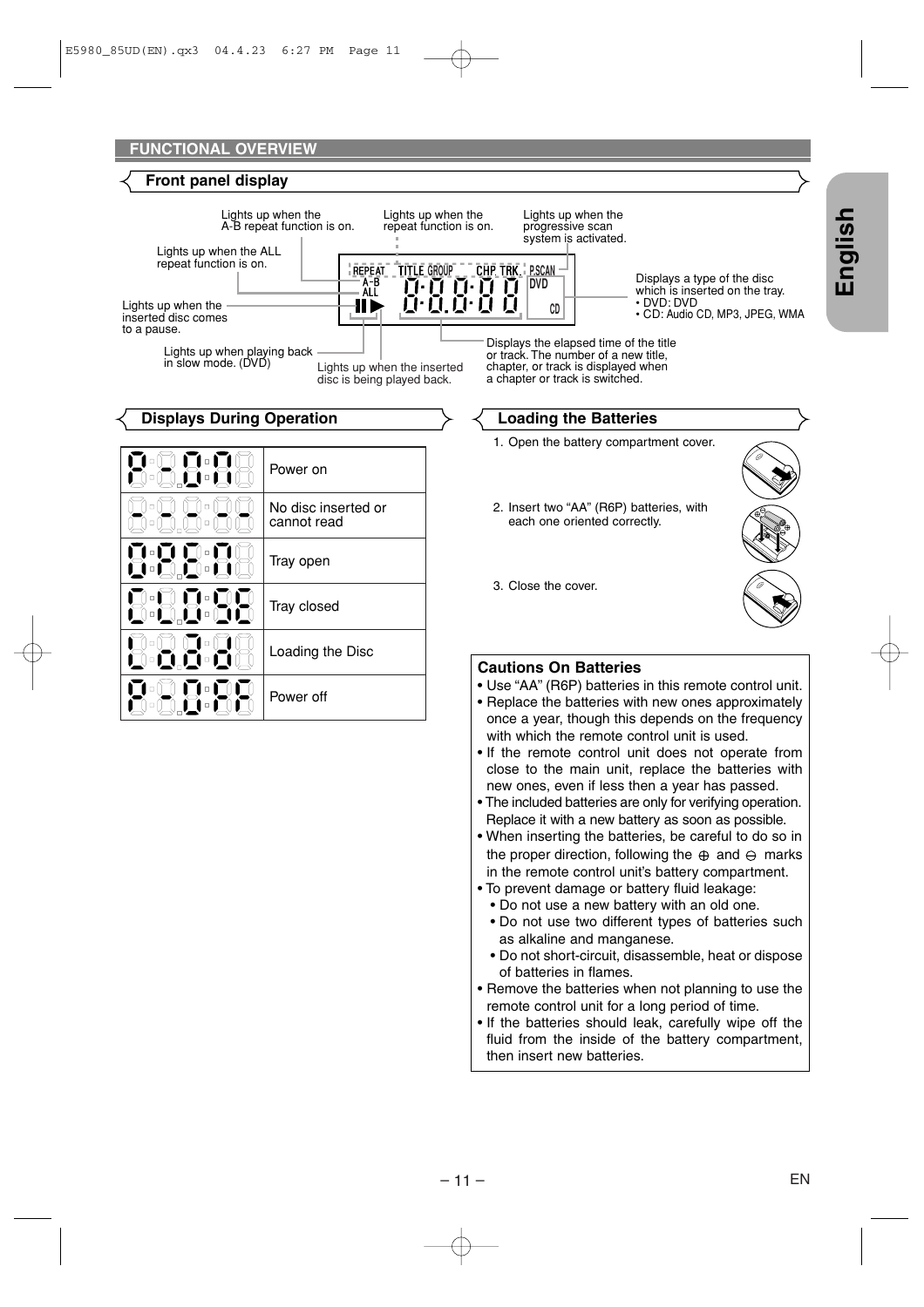## FUNCTIONAL OVERVIEW

### Front panel display

- Lights up when the A-B repeat function is on.
- Lights up when the repeat function is on.
- Lights up when the progressive scan system is activated.
- Lights up when the ALL repeat function is on.
- Displays a type of the disc which is inserted on the tray.
  - DVD: DVD
  - CD: Audio CD, MP3, JPEG, WMA
- Lights up when the inserted disc comes to a pause.
- Lights up when playing back in slow mode. (DVD)
- Lights up when the inserted disc is being played back.
- Displays the elapsed time of the title or track. The number of a new title, chapter, or track is displayed when a chapter or track is switched.

### Displays During Operation

| Display | Meaning |
|---|---|
| P-ON | Power on |
| ----- | No disc inserted or cannot read |
| OPEN | Tray open |
| CLOSE | Tray closed |
| LOAD | Loading the Disc |
| P-OFF | Power off |

### Loading the Batteries

1. Open the battery compartment cover.
2. Insert two “AA” (R6P) batteries, with each one oriented correctly.
3. Close the cover.

**Cautions On Batteries**

- Use “AA” (R6P) batteries in this remote control unit.
- Replace the batteries with new ones approximately once a year, though this depends on the frequency with which the remote control unit is used.
- If the remote control unit does not operate from close to the main unit, replace the batteries with new ones, even if less then a year has passed.
- The included batteries are only for verifying operation. Replace it with a new battery as soon as possible.
- When inserting the batteries, be careful to do so in the proper direction, following the ⊕ and ⊖ marks in the remote control unit’s battery compartment.
- To prevent damage or battery fluid leakage:
  - Do not use a new battery with an old one.
  - Do not use two different types of batteries such as alkaline and manganese.
  - Do not short-circuit, disassemble, heat or dispose of batteries in flames.
- Remove the batteries when not planning to use the remote control unit for a long period of time.
- If the batteries should leak, carefully wipe off the fluid from the inside of the battery compartment, then insert new batteries.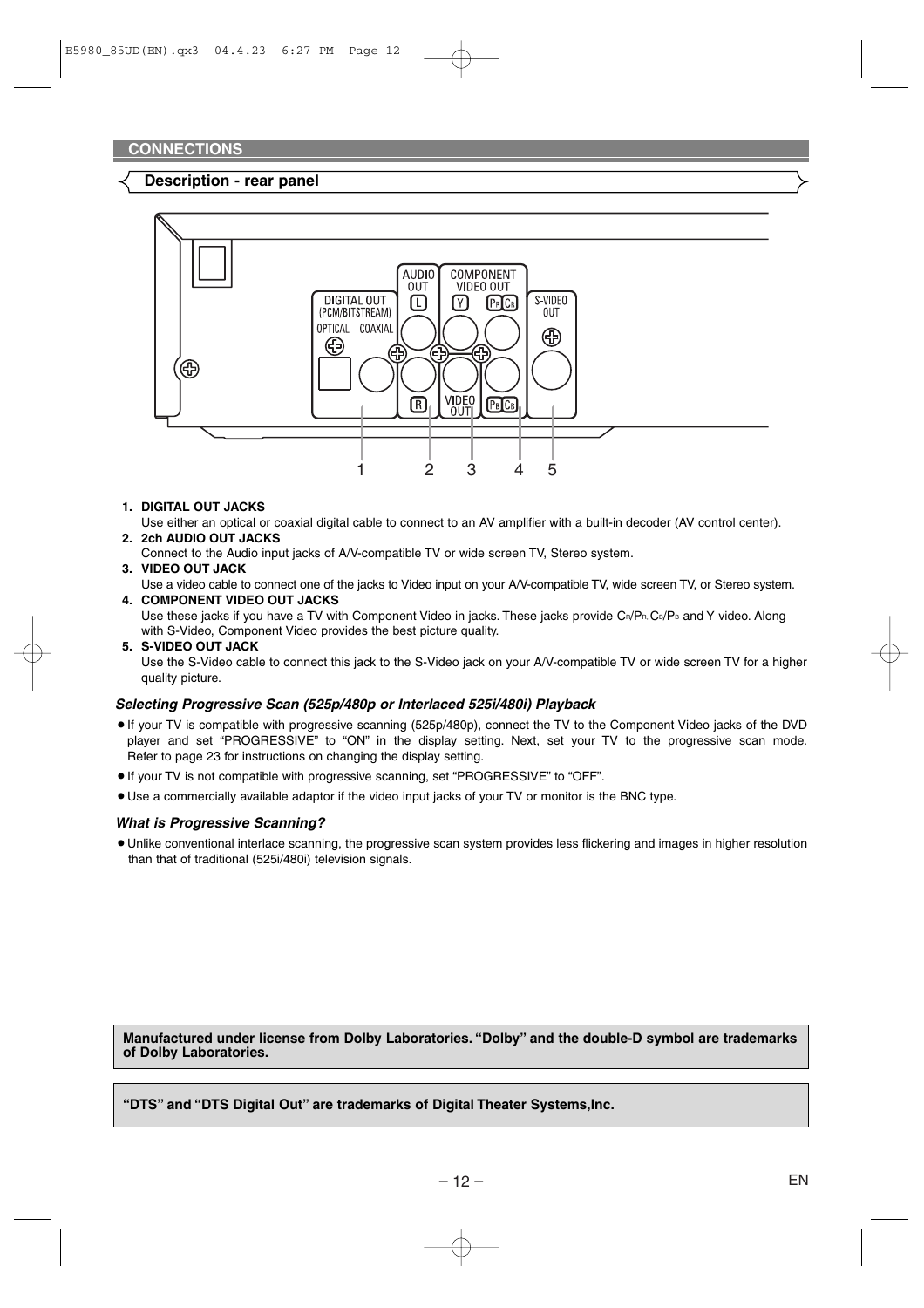## CONNECTIONS

### Description - rear panel

1. **DIGITAL OUT JACKS**
   Use either an optical or coaxial digital cable to connect to an AV amplifier with a built-in decoder (AV control center).
2. **2ch AUDIO OUT JACKS**
   Connect to the Audio input jacks of A/V-compatible TV or wide screen TV, Stereo system.
3. **VIDEO OUT JACK**
   Use a video cable to connect one of the jacks to Video input on your A/V-compatible TV, wide screen TV, or Stereo system.
4. **COMPONENT VIDEO OUT JACKS**
   Use these jacks if you have a TV with Component Video in jacks. These jacks provide $C_R/P_R$, $C_B/P_B$ and Y video. Along with S-Video, Component Video provides the best picture quality.
5. **S-VIDEO OUT JACK**
   Use the S-Video cable to connect this jack to the S-Video jack on your A/V-compatible TV or wide screen TV for a higher quality picture.

### *Selecting Progressive Scan (525p/480p or Interlaced 525i/480i) Playback*

- If your TV is compatible with progressive scanning (525p/480p), connect the TV to the Component Video jacks of the DVD player and set "PROGRESSIVE" to "ON" in the display setting. Next, set your TV to the progressive scan mode. Refer to page 23 for instructions on changing the display setting.
- If your TV is not compatible with progressive scanning, set "PROGRESSIVE" to "OFF".
- Use a commercially available adaptor if the video input jacks of your TV or monitor is the BNC type.

### *What is Progressive Scanning?*

- Unlike conventional interlace scanning, the progressive scan system provides less flickering and images in higher resolution than that of traditional (525i/480i) television signals.

**Manufactured under license from Dolby Laboratories. "Dolby" and the double-D symbol are trademarks of Dolby Laboratories.**

**"DTS" and "DTS Digital Out" are trademarks of Digital Theater Systems,Inc.**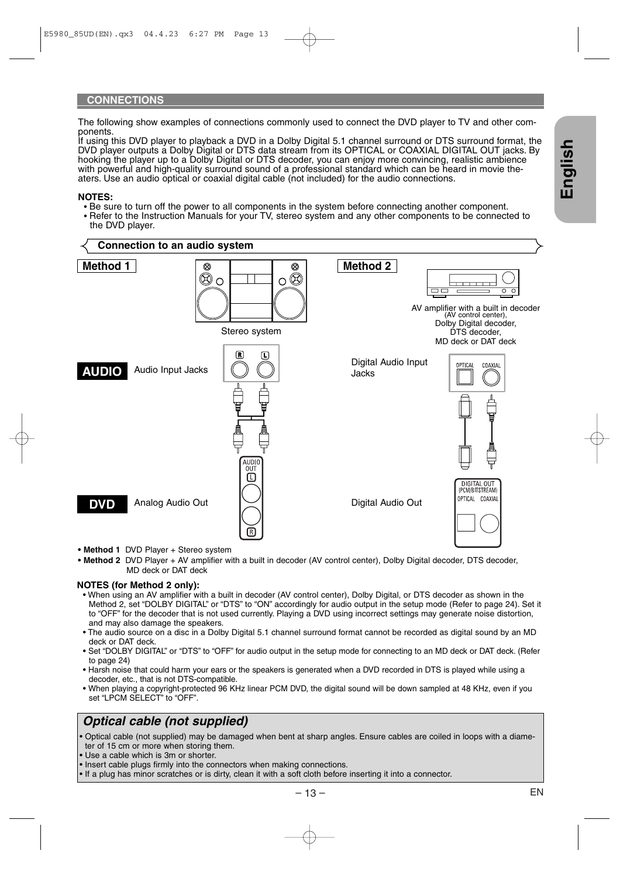## CONNECTIONS

The following show examples of connections commonly used to connect the DVD player to TV and other components.
If using this DVD player to playback a DVD in a Dolby Digital 5.1 channel surround or DTS surround format, the DVD player outputs a Dolby Digital or DTS data stream from its OPTICAL or COAXIAL DIGITAL OUT jacks. By hooking the player up to a Dolby Digital or DTS decoder, you can enjoy more convincing, realistic ambience with powerful and high-quality surround sound of a professional standard which can be heard in movie theaters. Use an audio optical or coaxial digital cable (not included) for the audio connections.

**NOTES:**
- Be sure to turn off the power to all components in the system before connecting another component.
- Refer to the Instruction Manuals for your TV, stereo system and any other components to be connected to the DVD player.

### Connection to an audio system

**Method 1**

Stereo system

**AUDIO** Audio Input Jacks

**DVD** Analog Audio Out

**Method 2**

AV amplifier with a built in decoder (AV control center), Dolby Digital decoder, DTS decoder, MD deck or DAT deck

Digital Audio Input Jacks

Digital Audio Out

- **Method 1** DVD Player + Stereo system
- **Method 2** DVD Player + AV amplifier with a built in decoder (AV control center), Dolby Digital decoder, DTS decoder, MD deck or DAT deck

**NOTES (for Method 2 only):**
- When using an AV amplifier with a built in decoder (AV control center), Dolby Digital, or DTS decoder as shown in the Method 2, set "DOLBY DIGITAL" or "DTS" to "ON" accordingly for audio output in the setup mode (Refer to page 24). Set it to "OFF" for the decoder that is not used currently. Playing a DVD using incorrect settings may generate noise distortion, and may also damage the speakers.
- The audio source on a disc in a Dolby Digital 5.1 channel surround format cannot be recorded as digital sound by an MD deck or DAT deck.
- Set "DOLBY DIGITAL" or "DTS" to "OFF" for audio output in the setup mode for connecting to an MD deck or DAT deck. (Refer to page 24)
- Harsh noise that could harm your ears or the speakers is generated when a DVD recorded in DTS is played while using a decoder, etc., that is not DTS-compatible.
- When playing a copyright-protected 96 KHz linear PCM DVD, the digital sound will be down sampled at 48 KHz, even if you set "LPCM SELECT" to "OFF".

### *Optical cable (not supplied)*

- Optical cable (not supplied) may be damaged when bent at sharp angles. Ensure cables are coiled in loops with a diameter of 15 cm or more when storing them.
- Use a cable which is 3m or shorter.
- Insert cable plugs firmly into the connectors when making connections.
- If a plug has minor scratches or is dirty, clean it with a soft cloth before inserting it into a connector.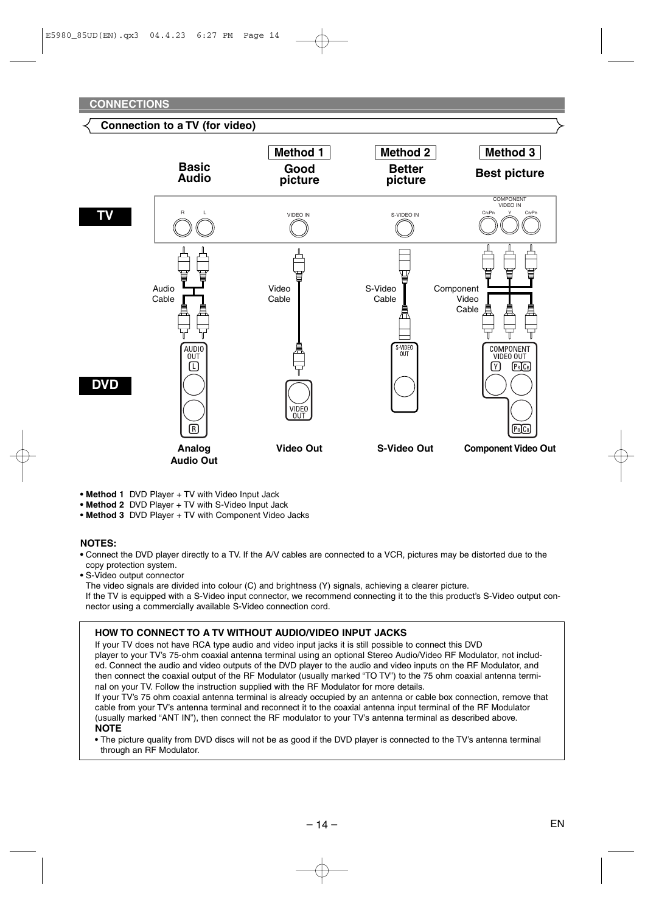## CONNECTIONS

### Connection to a TV (for video)

| | Basic Audio | Method 1 Good picture | Method 2 Better picture | Method 3 Best picture |
|---|---|---|---|---|
| **TV** | R L | VIDEO IN | S-VIDEO IN | COMPONENT VIDEO IN (CR/PR, Y, CB/PB) |
| | Audio Cable | Video Cable | S-Video Cable | Component Video Cable |
| **DVD** | AUDIO OUT (L, R) | VIDEO OUT | S-VIDEO OUT | COMPONENT VIDEO OUT (Y, PR/CR, PB/CB) |
| | **Analog Audio Out** | **Video Out** | **S-Video Out** | **Component Video Out** |

- **Method 1** DVD Player + TV with Video Input Jack
- **Method 2** DVD Player + TV with S-Video Input Jack
- **Method 3** DVD Player + TV with Component Video Jacks

**NOTES:**

- Connect the DVD player directly to a TV. If the A/V cables are connected to a VCR, pictures may be distorted due to the copy protection system.
- S-Video output connector
  The video signals are divided into colour (C) and brightness (Y) signals, achieving a clearer picture.
  If the TV is equipped with a S-Video input connector, we recommend connecting it to the this product's S-Video output connector using a commercially available S-Video connection cord.

**HOW TO CONNECT TO A TV WITHOUT AUDIO/VIDEO INPUT JACKS**

If your TV does not have RCA type audio and video input jacks it is still possible to connect this DVD player to your TV's 75-ohm coaxial antenna terminal using an optional Stereo Audio/Video RF Modulator, not included. Connect the audio and video outputs of the DVD player to the audio and video inputs on the RF Modulator, and then connect the coaxial output of the RF Modulator (usually marked "TO TV") to the 75 ohm coaxial antenna terminal on your TV. Follow the instruction supplied with the RF Modulator for more details.

If your TV's 75 ohm coaxial antenna terminal is already occupied by an antenna or cable box connection, remove that cable from your TV's antenna terminal and reconnect it to the coaxial antenna input terminal of the RF Modulator (usually marked "ANT IN"), then connect the RF modulator to your TV's antenna terminal as described above.

**NOTE**

- The picture quality from DVD discs will not be as good if the DVD player is connected to the TV's antenna terminal through an RF Modulator.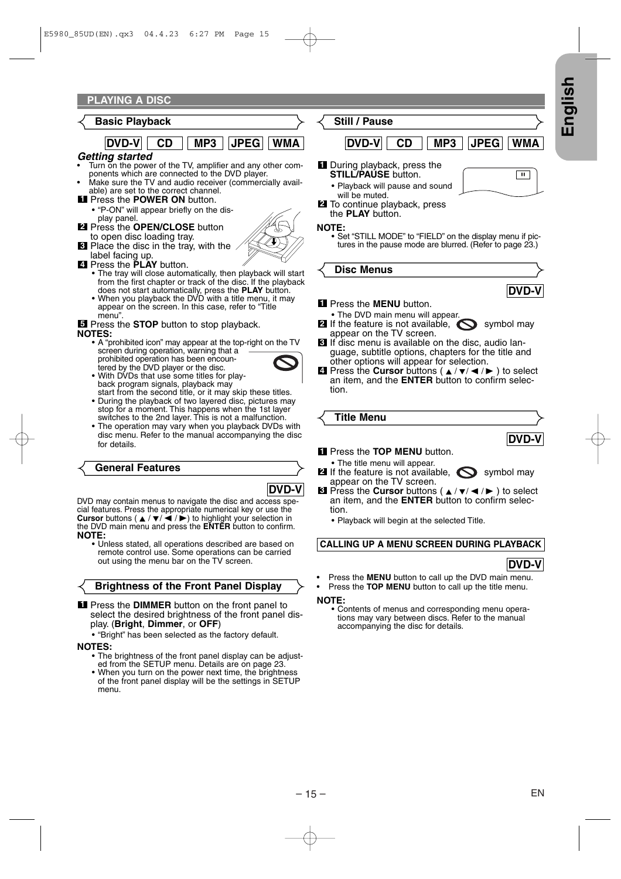## PLAYING A DISC

### Basic Playback

**DVD-V** **CD** **MP3** **JPEG** **WMA**

***Getting started***

- Turn on the power of the TV, amplifier and any other components which are connected to the DVD player.
- Make sure the TV and audio receiver (commercially available) are set to the correct channel.

1. Press the **POWER ON** button.
   - "P-ON" will appear briefly on the display panel.
2. Press the **OPEN/CLOSE** button to open disc loading tray.
3. Place the disc in the tray, with the label facing up.
4. Press the **PLAY** button.
   - The tray will close automatically, then playback will start from the first chapter or track of the disc. If the playback does not start automatically, press the **PLAY** button.
   - When you playback the DVD with a title menu, it may appear on the screen. In this case, refer to "Title menu".
5. Press the **STOP** button to stop playback.

**NOTES:**

- A "prohibited icon" may appear at the top-right on the TV screen during operation, warning that a prohibited operation has been encountered by the DVD player or the disc.
- With DVDs that use some titles for playback program signals, playback may start from the second title, or it may skip these titles.
- During the playback of two layered disc, pictures may stop for a moment. This happens when the 1st layer switches to the 2nd layer. This is not a malfunction.
- The operation may vary when you playback DVDs with disc menu. Refer to the manual accompanying the disc for details.

### General Features

**DVD-V**

DVD may contain menus to navigate the disc and access special features. Press the appropriate numerical key or use the **Cursor** buttons ( ▲ / ▼/ ◄ / ► ) to highlight your selection in the DVD main menu and press the **ENTER** button to confirm.

**NOTE:**

- Unless stated, all operations described are based on remote control use. Some operations can be carried out using the menu bar on the TV screen.

### Brightness of the Front Panel Display

1. Press the **DIMMER** button on the front panel to select the desired brightness of the front panel display. (**Bright**, **Dimmer**, or **OFF**)
   - "Bright" has been selected as the factory default.

**NOTES:**

- The brightness of the front panel display can be adjusted from the SETUP menu. Details are on page 23.
- When you turn on the power next time, the brightness of the front panel display will be the settings in SETUP menu.

### Still / Pause

**DVD-V** **CD** **MP3** **JPEG** **WMA**

1. During playback, press the **STILL/PAUSE** button.
   - Playback will pause and sound will be muted.
2. To continue playback, press the **PLAY** button.

**NOTE:**

- Set "STILL MODE" to "FIELD" on the display menu if pictures in the pause mode are blurred. (Refer to page 23.)

### Disc Menus

**DVD-V**

1. Press the **MENU** button.
   - The DVD main menu will appear.
2. If the feature is not available, symbol may appear on the TV screen.
3. If disc menu is available on the disc, audio language, subtitle options, chapters for the title and other options will appear for selection.
4. Press the **Cursor** buttons ( ▲ / ▼/ ◄ / ► ) to select an item, and the **ENTER** button to confirm selection.

### Title Menu

**DVD-V**

1. Press the **TOP MENU** button.
   - The title menu will appear.
2. If the feature is not available, symbol may appear on the TV screen.
3. Press the **Cursor** buttons ( ▲ / ▼/ ◄ / ► ) to select an item, and the **ENTER** button to confirm selection.
   - Playback will begin at the selected Title.

### CALLING UP A MENU SCREEN DURING PLAYBACK

**DVD-V**

- Press the **MENU** button to call up the DVD main menu.
- Press the **TOP MENU** button to call up the title menu.

**NOTE:**

- Contents of menus and corresponding menu operations may vary between discs. Refer to the manual accompanying the disc for details.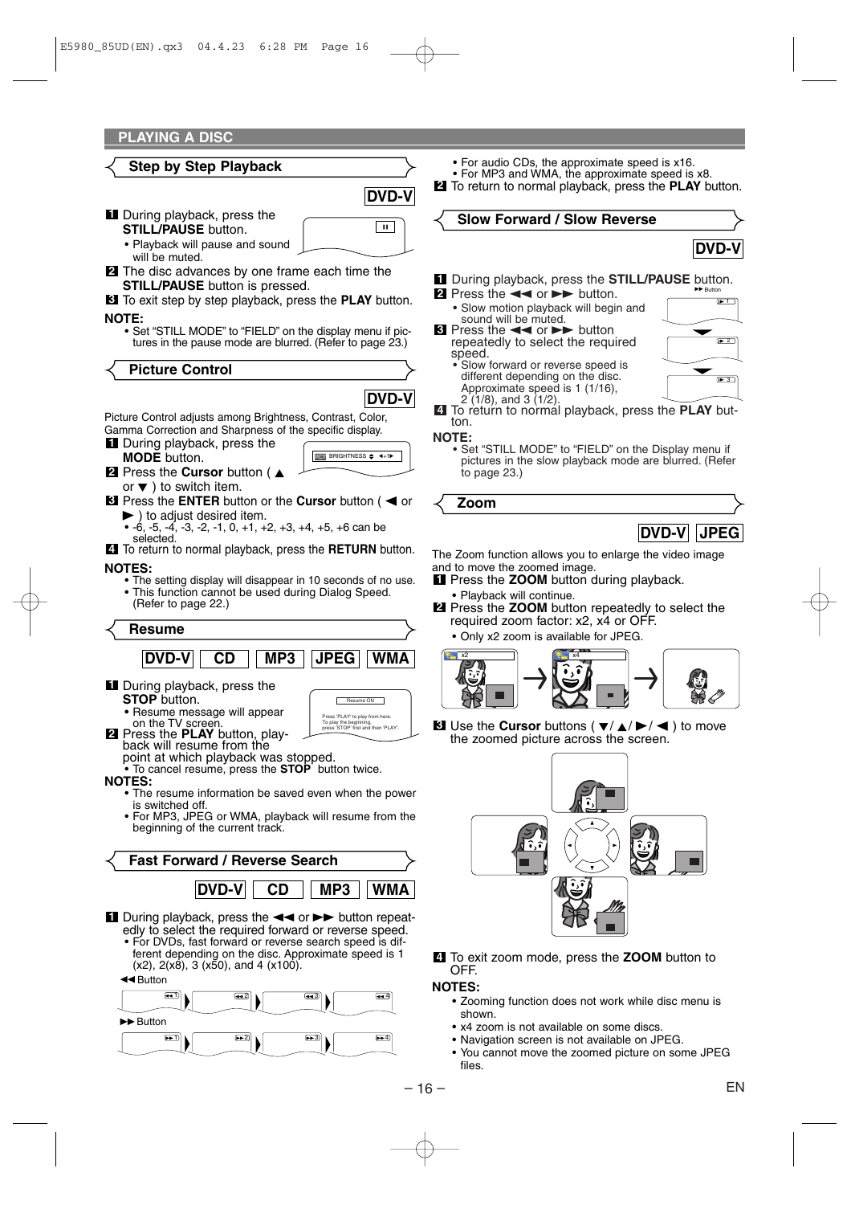## PLAYING A DISC

### Step by Step Playback

**DVD-V**

1. During playback, press the **STILL/PAUSE** button.
   - Playback will pause and sound will be muted.
2. The disc advances by one frame each time the **STILL/PAUSE** button is pressed.
3. To exit step by step playback, press the **PLAY** button.

**NOTE:**
- Set "STILL MODE" to "FIELD" on the display menu if pictures in the pause mode are blurred. (Refer to page 23.)

### Picture Control

**DVD-V**

Picture Control adjusts among Brightness, Contrast, Color, Gamma Correction and Sharpness of the specific display.

1. During playback, press the **MODE** button.
2. Press the **Cursor** button ( ▲ or ▼ ) to switch item.
3. Press the **ENTER** button or the **Cursor** button ( ◀ or ▶ ) to adjust desired item.
   - -6, -5, -4, -3, -2, -1, 0, +1, +2, +3, +4, +5, +6 can be selected.
4. To return to normal playback, press the **RETURN** button.

**NOTES:**
- The setting display will disappear in 10 seconds of no use.
- This function cannot be used during Dialog Speed. (Refer to page 22.)

### Resume

**DVD-V** **CD** **MP3** **JPEG** **WMA**

1. During playback, press the **STOP** button.
   - Resume message will appear on the TV screen.
2. Press the **PLAY** button, playback will resume from the point at which playback was stopped.
   - To cancel resume, press the **STOP** button twice.

**NOTES:**
- The resume information be saved even when the power is switched off.
- For MP3, JPEG or WMA, playback will resume from the beginning of the current track.

### Fast Forward / Reverse Search

**DVD-V** **CD** **MP3** **WMA**

1. During playback, press the ◀◀ or ▶▶ button repeatedly to select the required forward or reverse speed.
   - For DVDs, fast forward or reverse search speed is different depending on the disc. Approximate speed is 1 (x2), 2(x8), 3 (x50), and 4 (x100).
   - For audio CDs, the approximate speed is x16.
   - For MP3 and WMA, the approximate speed is x8.
2. To return to normal playback, press the **PLAY** button.

### Slow Forward / Slow Reverse

**DVD-V**

1. During playback, press the **STILL/PAUSE** button.
2. Press the ◀◀ or ▶▶ button.
   - Slow motion playback will begin and sound will be muted.
3. Press the ◀◀ or ▶▶ button repeatedly to select the required speed.
   - Slow forward or reverse speed is different depending on the disc. Approximate speed is 1 (1/16), 2 (1/8), and 3 (1/2).
4. To return to normal playback, press the **PLAY** button.

**NOTE:**
- Set "STILL MODE" to "FIELD" on the Display menu if pictures in the slow playback mode are blurred. (Refer to page 23.)

### Zoom

**DVD-V** **JPEG**

The Zoom function allows you to enlarge the video image and to move the zoomed image.

1. Press the **ZOOM** button during playback.
   - Playback will continue.
2. Press the **ZOOM** button repeatedly to select the required zoom factor: x2, x4 or OFF.
   - Only x2 zoom is available for JPEG.
3. Use the **Cursor** buttons ( ▼/ ▲/ ▶/ ◀ ) to move the zoomed picture across the screen.
4. To exit zoom mode, press the **ZOOM** button to OFF.

**NOTES:**
- Zooming function does not work while disc menu is shown.
- x4 zoom is not available on some discs.
- Navigation screen is not available on JPEG.
- You cannot move the zoomed picture on some JPEG files.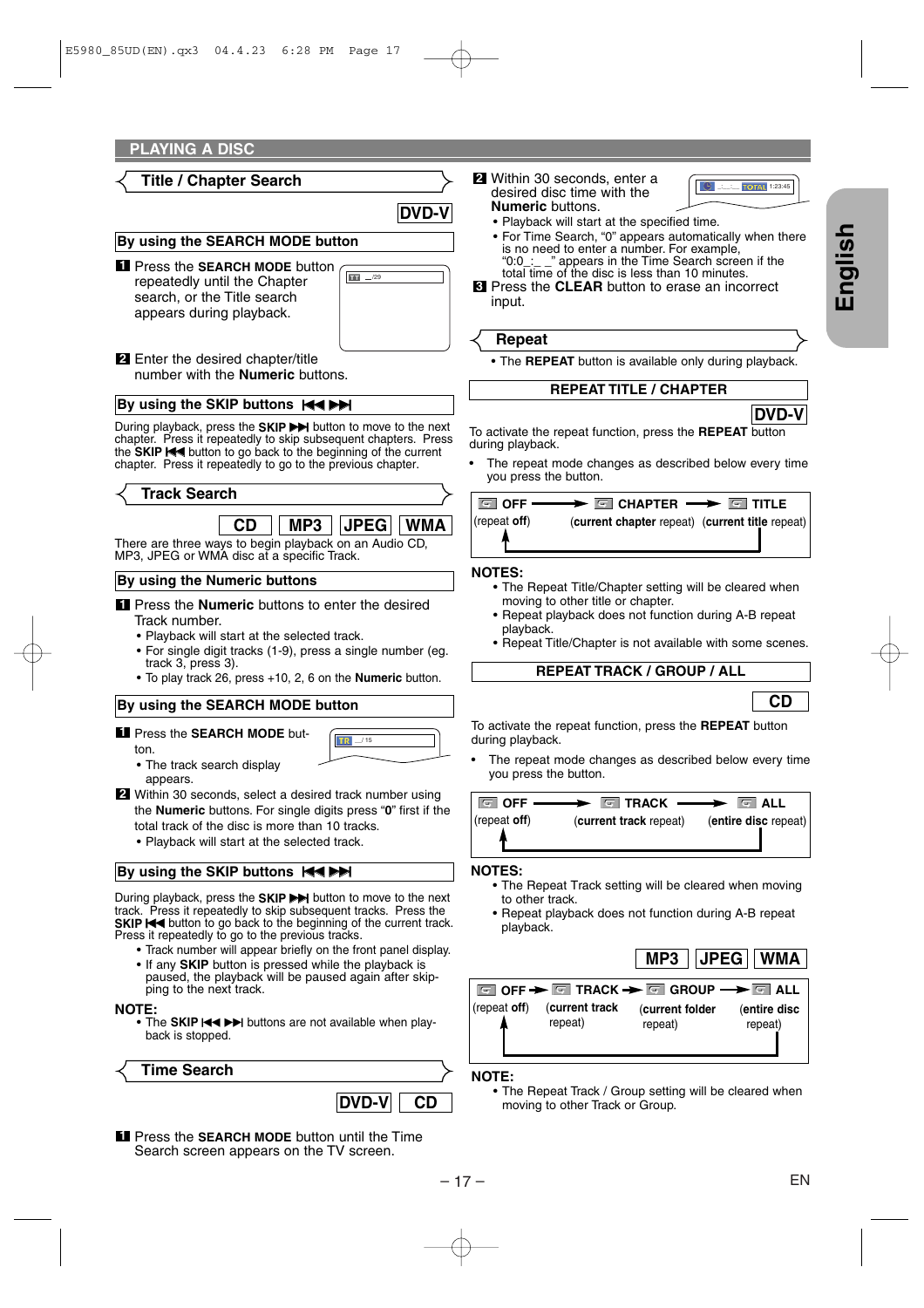## PLAYING A DISC

### Title / Chapter Search

**DVD-V**

**By using the SEARCH MODE button**

1. Press the **SEARCH MODE** button repeatedly until the Chapter search, or the Title search appears during playback.
2. Enter the desired chapter/title number with the **Numeric** buttons.

**By using the SKIP buttons**

During playback, press the **SKIP** ▶▶| button to move to the next chapter. Press it repeatedly to skip subsequent chapters. Press the **SKIP** |◀◀ button to go back to the beginning of the current chapter. Press it repeatedly to go to the previous chapter.

### Track Search

**CD** **MP3** **JPEG** **WMA**

There are three ways to begin playback on an Audio CD, MP3, JPEG or WMA disc at a specific Track.

**By using the Numeric buttons**

1. Press the **Numeric** buttons to enter the desired Track number.
   - Playback will start at the selected track.
   - For single digit tracks (1-9), press a single number (eg. track 3, press 3).
   - To play track 26, press +10, 2, 6 on the **Numeric** button.

**By using the SEARCH MODE button**

1. Press the **SEARCH MODE** button.
   - The track search display appears.
2. Within 30 seconds, select a desired track number using the **Numeric** buttons. For single digits press "**0**" first if the total track of the disc is more than 10 tracks.
   - Playback will start at the selected track.

**By using the SKIP buttons**

During playback, press the **SKIP** ▶▶| button to move to the next track. Press it repeatedly to skip subsequent tracks. Press the **SKIP** |◀◀ button to go back to the beginning of the current track. Press it repeatedly to go to the previous tracks.

- Track number will appear briefly on the front panel display.
- If any **SKIP** button is pressed while the playback is paused, the playback will be paused again after skipping to the next track.

**NOTE:**
- The **SKIP** |◀◀ ▶▶| buttons are not available when playback is stopped.

### Time Search

**DVD-V** **CD**

1. Press the **SEARCH MODE** button until the Time Search screen appears on the TV screen.
2. Within 30 seconds, enter a desired disc time with the **Numeric** buttons.
   - Playback will start at the specified time.
   - For Time Search, "0" appears automatically when there is no need to enter a number. For example, "0:0_:_ _" appears in the Time Search screen if the total time of the disc is less than 10 minutes.
3. Press the **CLEAR** button to erase an incorrect input.

### Repeat

- The **REPEAT** button is available only during playback.

**REPEAT TITLE / CHAPTER**

**DVD-V**

To activate the repeat function, press the **REPEAT** button during playback.

- The repeat mode changes as described below every time you press the button.

OFF (repeat **off**) → CHAPTER (**current chapter** repeat) → TITLE (**current title** repeat) → OFF

**NOTES:**
- The Repeat Title/Chapter setting will be cleared when moving to other title or chapter.
- Repeat playback does not function during A-B repeat playback.
- Repeat Title/Chapter is not available with some scenes.

**REPEAT TRACK / GROUP / ALL**

**CD**

To activate the repeat function, press the **REPEAT** button during playback.

- The repeat mode changes as described below every time you press the button.

OFF (repeat **off**) → TRACK (**current track** repeat) → ALL (**entire disc** repeat) → OFF

**NOTES:**
- The Repeat Track setting will be cleared when moving to other track.
- Repeat playback does not function during A-B repeat playback.

**MP3** **JPEG** **WMA**

OFF (repeat **off**) → TRACK (**current track** repeat) → GROUP (**current folder** repeat) → ALL (**entire disc** repeat) → OFF

**NOTE:**
- The Repeat Track / Group setting will be cleared when moving to other Track or Group.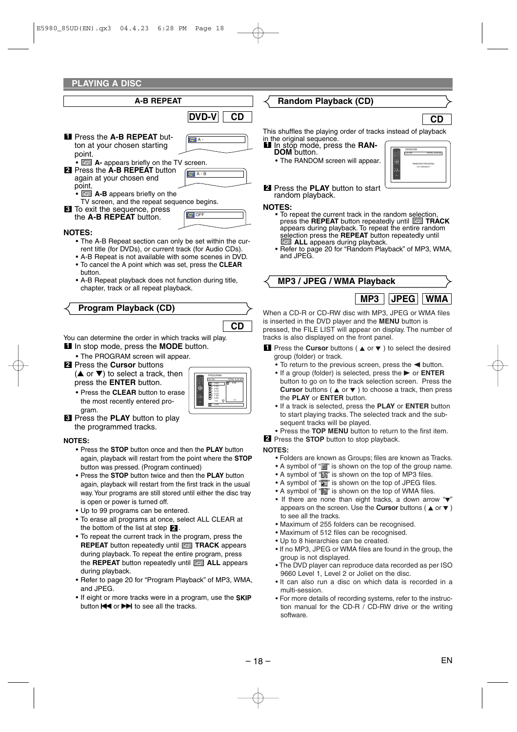## PLAYING A DISC

### A-B REPEAT

**DVD-V** **CD**

1. Press the **A-B REPEAT** button at your chosen starting point.
   - **A-** appears briefly on the TV screen.
2. Press the **A-B REPEAT** button again at your chosen end point.
   - **A-B** appears briefly on the TV screen, and the repeat sequence begins.
3. To exit the sequence, press the **A-B REPEAT** button.

**NOTES:**

- The A-B Repeat section can only be set within the current title (for DVDs), or current track (for Audio CDs).
- A-B Repeat is not available with some scenes in DVD.
- To cancel the A point which was set, press the **CLEAR** button.
- A-B Repeat playback does not function during title, chapter, track or all repeat playback.

### Program Playback (CD)

**CD**

You can determine the order in which tracks will play.

1. In stop mode, press the **MODE** button.
   - The PROGRAM screen will appear.
2. Press the **Cursor** buttons (▲ or ▼) to select a track, then press the **ENTER** button.
   - Press the **CLEAR** button to erase the most recently entered program.
3. Press the **PLAY** button to play the programmed tracks.

**NOTES:**

- Press the **STOP** button once and then the **PLAY** button again, playback will restart from the point where the **STOP** button was pressed. (Program continued)
- Press the **STOP** button twice and then the **PLAY** button again, playback will restart from the first track in the usual way. Your programs are still stored until either the disc tray is open or power is turned off.
- Up to 99 programs can be entered.
- To erase all programs at once, select ALL CLEAR at the bottom of the list at step 2.
- To repeat the current track in the program, press the **REPEAT** button repeatedly until **TRACK** appears during playback. To repeat the entire program, press the **REPEAT** button repeatedly until **ALL** appears during playback.
- Refer to page 20 for "Program Playback" of MP3, WMA, and JPEG.
- If eight or more tracks were in a program, use the **SKIP** button ⏮ or ⏭ to see all the tracks.

### Random Playback (CD)

**CD**

This shuffles the playing order of tracks instead of playback in the original sequence.

1. In stop mode, press the **RANDOM** button.
   - The RANDOM screen will appear.
2. Press the **PLAY** button to start random playback.

**NOTES:**

- To repeat the current track in the random selection, press the **REPEAT** button repeatedly until **TRACK** appears during playback. To repeat the entire random selection press the **REPEAT** button repeatedly until **ALL** appears during playback.
- Refer to page 20 for "Random Playback" of MP3, WMA, and JPEG.

### MP3 / JPEG / WMA Playback

**MP3** **JPEG** **WMA**

When a CD-R or CD-RW disc with MP3, JPEG or WMA files is inserted in the DVD player and the **MENU** button is pressed, the FILE LIST will appear on display. The number of tracks is also displayed on the front panel.

1. Press the **Cursor** buttons ( ▲ or ▼ ) to select the desired group (folder) or track.
   - To return to the previous screen, press the ◀ button.
   - If a group (folder) is selected, press the ▶ or **ENTER** button to go on to the track selection screen. Press the **Cursor** buttons ( ▲ or ▼ ) to choose a track, then press the **PLAY** or **ENTER** button.
   - If a track is selected, press the **PLAY** or **ENTER** button to start playing tracks. The selected track and the subsequent tracks will be played.
   - Press the **TOP MENU** button to return to the first item.
2. Press the **STOP** button to stop playback.

**NOTES:**

- Folders are known as Groups; files are known as Tracks.
- A symbol of "" is shown on the top of the group name.
- A symbol of "" is shown on the top of MP3 files.
- A symbol of "" is shown on the top of JPEG files.
- A symbol of "" is shown on the top of WMA files.
- If there are none than eight tracks, a down arrow "▼" appears on the screen. Use the **Cursor** buttons ( ▲ or ▼ ) to see all the tracks.
- Maximum of 255 folders can be recognised.
- Maximum of 512 files can be recognised.
- Up to 8 hierarchies can be created.
- If no MP3, JPEG or WMA files are found in the group, the group is not displayed.
- The DVD player can reproduce data recorded as per ISO 9660 Level 1, Level 2 or Joliet on the disc.
- It can also run a disc on which data is recorded in a multi-session.
- For more details of recording systems, refer to the instruction manual for the CD-R / CD-RW drive or the writing software.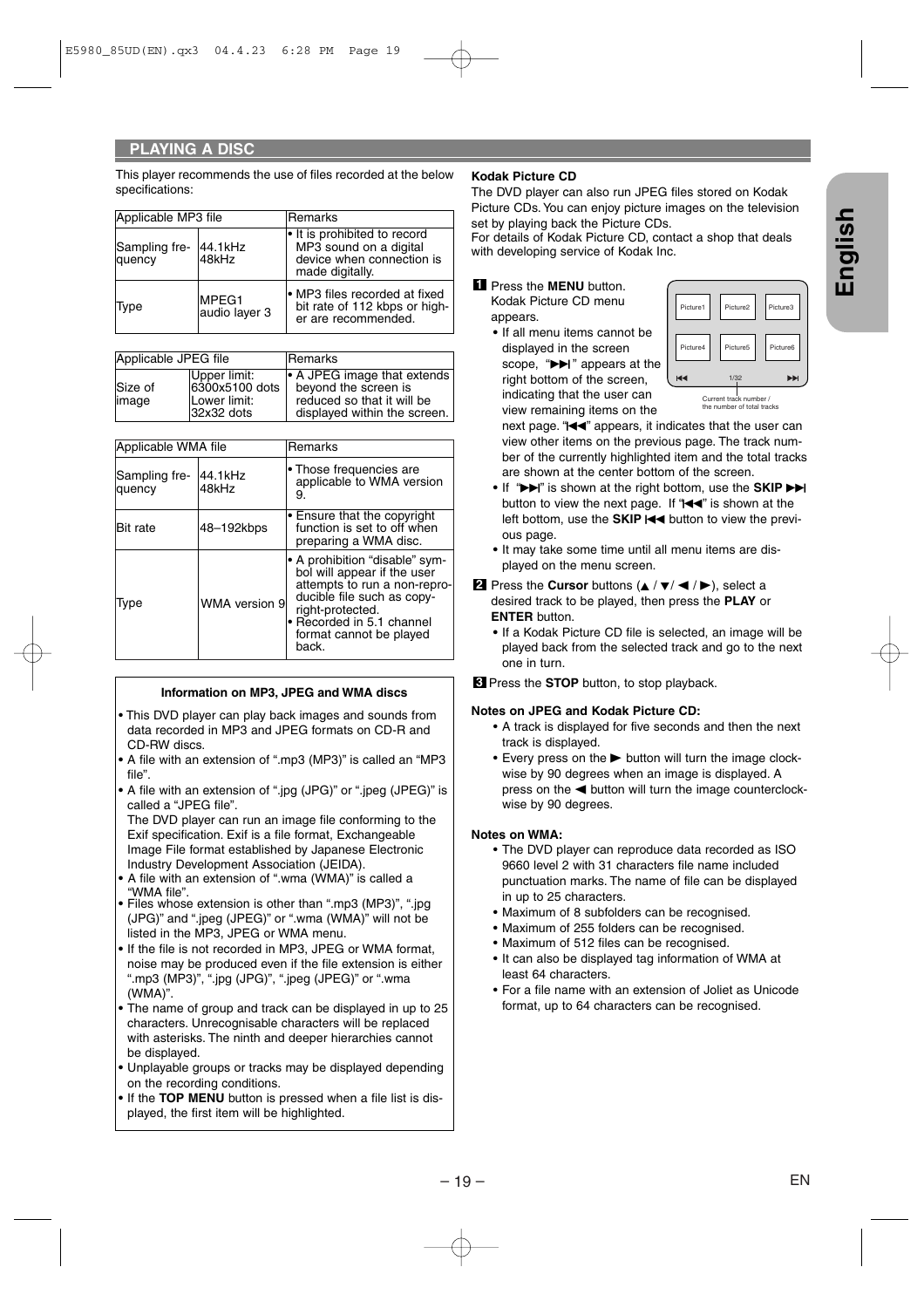## PLAYING A DISC

This player recommends the use of files recorded at the below specifications:

| Applicable MP3 file | | Remarks |
|---|---|---|
| Sampling frequency | 44.1kHz<br>48kHz | • It is prohibited to record MP3 sound on a digital device when connection is made digitally. |
| Type | MPEG1 audio layer 3 | • MP3 files recorded at fixed bit rate of 112 kbps or higher are recommended. |

| Applicable JPEG file | | Remarks |
|---|---|---|
| Size of image | Upper limit: 6300x5100 dots<br>Lower limit: 32x32 dots | • A JPEG image that extends beyond the screen is reduced so that it will be displayed within the screen. |

| Applicable WMA file | | Remarks |
|---|---|---|
| Sampling frequency | 44.1kHz<br>48kHz | • Those frequencies are applicable to WMA version 9. |
| Bit rate | 48–192kbps | • Ensure that the copyright function is set to off when preparing a WMA disc. |
| Type | WMA version 9 | • A prohibition "disable" symbol will appear if the user attempts to run a non-reproducible file such as copyright-protected.<br>• Recorded in 5.1 channel format cannot be played back. |

### Information on MP3, JPEG and WMA discs

- This DVD player can play back images and sounds from data recorded in MP3 and JPEG formats on CD-R and CD-RW discs.
- A file with an extension of ".mp3 (MP3)" is called an "MP3 file".
- A file with an extension of ".jpg (JPG)" or ".jpeg (JPEG)" is called a "JPEG file".
  The DVD player can run an image file conforming to the Exif specification. Exif is a file format, Exchangeable Image File format established by Japanese Electronic Industry Development Association (JEIDA).
- A file with an extension of ".wma (WMA)" is called a "WMA file".
- Files whose extension is other than ".mp3 (MP3)", ".jpg (JPG)" and ".jpeg (JPEG)" or ".wma (WMA)" will not be listed in the MP3, JPEG or WMA menu.
- If the file is not recorded in MP3, JPEG or WMA format, noise may be produced even if the file extension is either ".mp3 (MP3)", ".jpg (JPG)", ".jpeg (JPEG)" or ".wma (WMA)".
- The name of group and track can be displayed in up to 25 characters. Unrecognisable characters will be replaced with asterisks. The ninth and deeper hierarchies cannot be displayed.
- Unplayable groups or tracks may be displayed depending on the recording conditions.
- If the **TOP MENU** button is pressed when a file list is displayed, the first item will be highlighted.

### Kodak Picture CD

The DVD player can also run JPEG files stored on Kodak Picture CDs. You can enjoy picture images on the television set by playing back the Picture CDs.
For details of Kodak Picture CD, contact a shop that deals with developing service of Kodak Inc.

**1** Press the **MENU** button. Kodak Picture CD menu appears.

- If all menu items cannot be displayed in the screen scope, "▶▶I" appears at the right bottom of the screen, indicating that the user can view remaining items on the next page. "I◀◀" appears, it indicates that the user can view other items on the previous page. The track number of the currently highlighted item and the total tracks are shown at the center bottom of the screen.
- If "▶▶I" is shown at the right bottom, use the **SKIP ▶▶I** button to view the next page. If "I◀◀" is shown at the left bottom, use the **SKIP I◀◀** button to view the previous page.
- It may take some time until all menu items are displayed on the menu screen.

Picture1 Picture2 Picture3
Picture4 Picture5 Picture6
I◀◀ 1/32 ▶▶I
Current track number / the number of total tracks

**2** Press the **Cursor** buttons (▲ / ▼/ ◀ / ▶), select a desired track to be played, then press the **PLAY** or **ENTER** button.

- If a Kodak Picture CD file is selected, an image will be played back from the selected track and go to the next one in turn.

**3** Press the **STOP** button, to stop playback.

**Notes on JPEG and Kodak Picture CD:**

- A track is displayed for five seconds and then the next track is displayed.
- Every press on the ▶ button will turn the image clockwise by 90 degrees when an image is displayed. A press on the ◀ button will turn the image counterclockwise by 90 degrees.

**Notes on WMA:**

- The DVD player can reproduce data recorded as ISO 9660 level 2 with 31 characters file name included punctuation marks. The name of file can be displayed in up to 25 characters.
- Maximum of 8 subfolders can be recognised.
- Maximum of 255 folders can be recognised.
- Maximum of 512 files can be recognised.
- It can also be displayed tag information of WMA at least 64 characters.
- For a file name with an extension of Joliet as Unicode format, up to 64 characters can be recognised.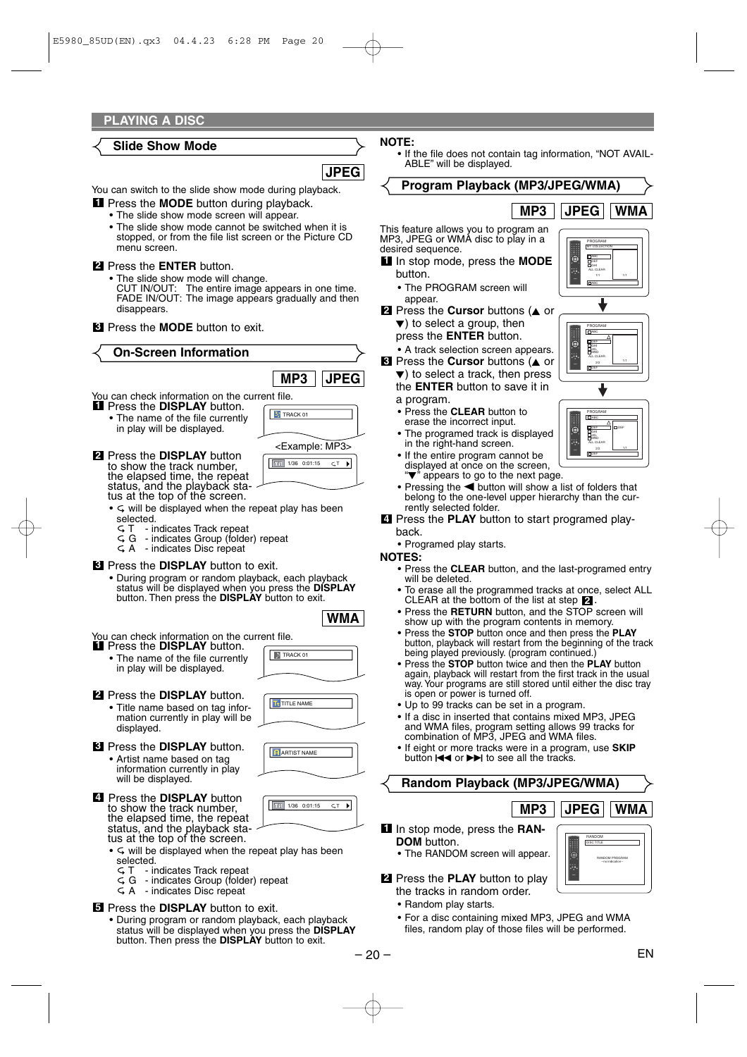## PLAYING A DISC

### Slide Show Mode

**JPEG**

You can switch to the slide show mode during playback.

1. Press the **MODE** button during playback.
   - The slide show mode screen will appear.
   - The slide show mode cannot be switched when it is stopped, or from the file list screen or the Picture CD menu screen.
2. Press the **ENTER** button.
   - The slide show mode will change.
     CUT IN/OUT: The entire image appears in one time.
     FADE IN/OUT: The image appears gradually and then disappears.
3. Press the **MODE** button to exit.

### On-Screen Information

**MP3** **JPEG**

You can check information on the current file.

1. Press the **DISPLAY** button.
   - The name of the file currently in play will be displayed.

TRACK 01

<Example: MP3>

2. Press the **DISPLAY** button to show the track number, the elapsed time, the repeat status, and the playback status at the top of the screen.

1/36 0:01:15 T

   - ↻ will be displayed when the repeat play has been selected.
     ↻ T - indicates Track repeat
     ↻ G - indicates Group (folder) repeat
     ↻ A - indicates Disc repeat
3. Press the **DISPLAY** button to exit.
   - During program or random playback, each playback status will be displayed when you press the **DISPLAY** button. Then press the **DISPLAY** button to exit.

**WMA**

You can check information on the current file.

1. Press the **DISPLAY** button.
   - The name of the file currently in play will be displayed.

TRACK 01

2. Press the **DISPLAY** button.
   - Title name based on tag information currently in play will be displayed.

TITLE NAME

3. Press the **DISPLAY** button.
   - Artist name based on tag information currently in play will be displayed.

ARTIST NAME

4. Press the **DISPLAY** button to show the track number, the elapsed time, the repeat status, and the playback status at the top of the screen.

1/36 0:01:15 T

   - ↻ will be displayed when the repeat play has been selected.
     ↻ T - indicates Track repeat
     ↻ G - indicates Group (folder) repeat
     ↻ A - indicates Disc repeat
5. Press the **DISPLAY** button to exit.
   - During program or random playback, each playback status will be displayed when you press the **DISPLAY** button. Then press the **DISPLAY** button to exit.

**NOTE:**
- If the file does not contain tag information, "NOT AVAILABLE" will be displayed.

### Program Playback (MP3/JPEG/WMA)

**MP3** **JPEG** **WMA**

This feature allows you to program an MP3, JPEG or WMA disc to play in a desired sequence.

1. In stop mode, press the **MODE** button.
   - The PROGRAM screen will appear.
2. Press the **Cursor** buttons (▲ or ▼) to select a group, then press the **ENTER** button.
   - A track selection screen appears.
3. Press the **Cursor** buttons (▲ or ▼) to select a track, then press the **ENTER** button to save it in a program.
   - Press the **CLEAR** button to erase the incorrect input.
   - The programed track is displayed in the right-hand screen.
   - If the entire program cannot be displayed at once on the screen, "▼" appears to go to the next page.
   - Pressing the ◀ button will show a list of folders that belong to the one-level upper hierarchy than the currently selected folder.
4. Press the **PLAY** button to start programed playback.
   - Programed play starts.

**NOTES:**
- Press the **CLEAR** button, and the last-programed entry will be deleted.
- To erase all the programmed tracks at once, select ALL CLEAR at the bottom of the list at step **2**.
- Press the **RETURN** button, and the STOP screen will show up with the program contents in memory.
- Press the **STOP** button once and then press the **PLAY** button, playback will restart from the beginning of the track being played previously. (program continued.)
- Press the **STOP** button twice and then the **PLAY** button again, playback will restart from the first track in the usual way. Your programs are still stored until either the disc tray is open or power is turned off.
- Up to 99 tracks can be set in a program.
- If a disc in inserted that contains mixed MP3, JPEG and WMA files, program setting allows 99 tracks for combination of MP3, JPEG and WMA files.
- If eight or more tracks were in a program, use **SKIP** button ⏮ or ⏭ to see all the tracks.

### Random Playback (MP3/JPEG/WMA)

**MP3** **JPEG** **WMA**

1. In stop mode, press the **RANDOM** button.
   - The RANDOM screen will appear.
2. Press the **PLAY** button to play the tracks in random order.
   - Random play starts.
   - For a disc containing mixed MP3, JPEG and WMA files, random play of those files will be performed.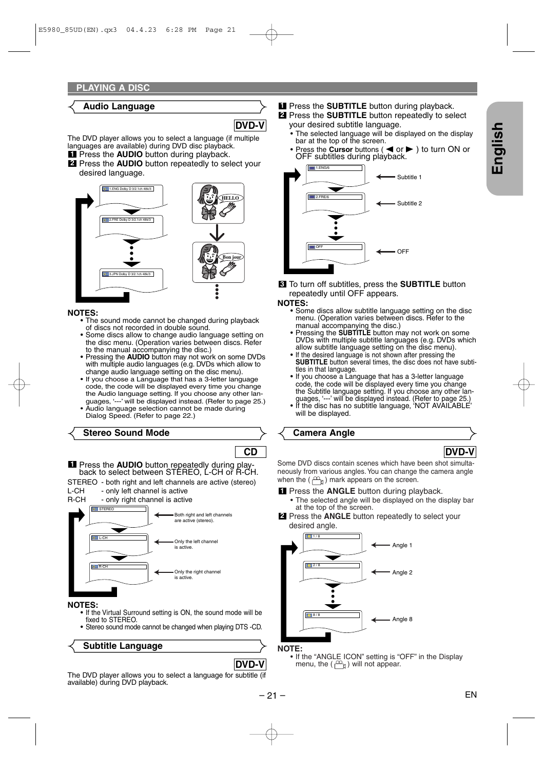## PLAYING A DISC

### Audio Language

**DVD-V**

The DVD player allows you to select a language (if multiple languages are available) during DVD disc playback.

1. Press the **AUDIO** button during playback.
2. Press the **AUDIO** button repeatedly to select your desired language.

1.ENG Dolby D 3/2.1ch 48k/3

2.FRE Dolby D 3/2.1ch 48k/3

3.JPN Dolby D 3/2.1ch 48k/3

HELLO

Bon jour

**NOTES:**

- The sound mode cannot be changed during playback of discs not recorded in double sound.
- Some discs allow to change audio language setting on the disc menu. (Operation varies between discs. Refer to the manual accompanying the disc.)
- Pressing the **AUDIO** button may not work on some DVDs with multiple audio languages (e.g. DVDs which allow to change audio language setting on the disc menu).
- If you choose a Language that has a 3-letter language code, the code will be displayed every time you change the Audio language setting. If you choose any other languages, '---' will be displayed instead. (Refer to page 25.)
- Audio language selection cannot be made during Dialog Speed. (Refer to page 22.)

### Stereo Sound Mode

**CD**

1. Press the **AUDIO** button repeatedly during playback to select between STEREO, L-CH or R-CH.

STEREO - both right and left channels are active (stereo)
L-CH - only left channel is active
R-CH - only right channel is active

STEREO — Both right and left channels are active (stereo).

L-CH — Only the left channel is active.

R-CH — Only the right channel is active.

**NOTES:**

- If the Virtual Surround setting is ON, the sound mode will be fixed to STEREO.
- Stereo sound mode cannot be changed when playing DTS -CD.

### Subtitle Language

**DVD-V**

The DVD player allows you to select a language for subtitle (if available) during DVD playback.

1. Press the **SUBTITLE** button during playback.
2. Press the **SUBTITLE** button repeatedly to select your desired subtitle language.
   - The selected language will be displayed on the display bar at the top of the screen.
   - Press the **Cursor** buttons ( ◄ or ► ) to turn ON or OFF subtitles during playback.

1.ENG/6 — Subtitle 1

2.FRE/6 — Subtitle 2

OFF — OFF

3. To turn off subtitles, press the **SUBTITLE** button repeatedly until OFF appears.

**NOTES:**

- Some discs allow subtitle language setting on the disc menu. (Operation varies between discs. Refer to the manual accompanying the disc.)
- Pressing the **SUBTITLE** button may not work on some DVDs with multiple subtitle languages (e.g. DVDs which allow subtitle language setting on the disc menu).
- If the desired language is not shown after pressing the **SUBTITLE** button several times, the disc does not have subtitles in that language.
- If you choose a Language that has a 3-letter language code, the code will be displayed every time you change the Subtitle language setting. If you choose any other languages, '---' will be displayed instead. (Refer to page 25.)
- If the disc has no subtitle language, 'NOT AVAILABLE' will be displayed.

### Camera Angle

**DVD-V**

Some DVD discs contain scenes which have been shot simultaneously from various angles. You can change the camera angle when the ( 🎥 ) mark appears on the screen.

1. Press the **ANGLE** button during playback.
   - The selected angle will be displayed on the display bar at the top of the screen.
2. Press the **ANGLE** button repeatedly to select your desired angle.

1 / 8 — Angle 1

2 / 8 — Angle 2

8 / 8 — Angle 8

**NOTE:**

- If the "ANGLE ICON" setting is "OFF" in the Display menu, the ( 🎥 ) will not appear.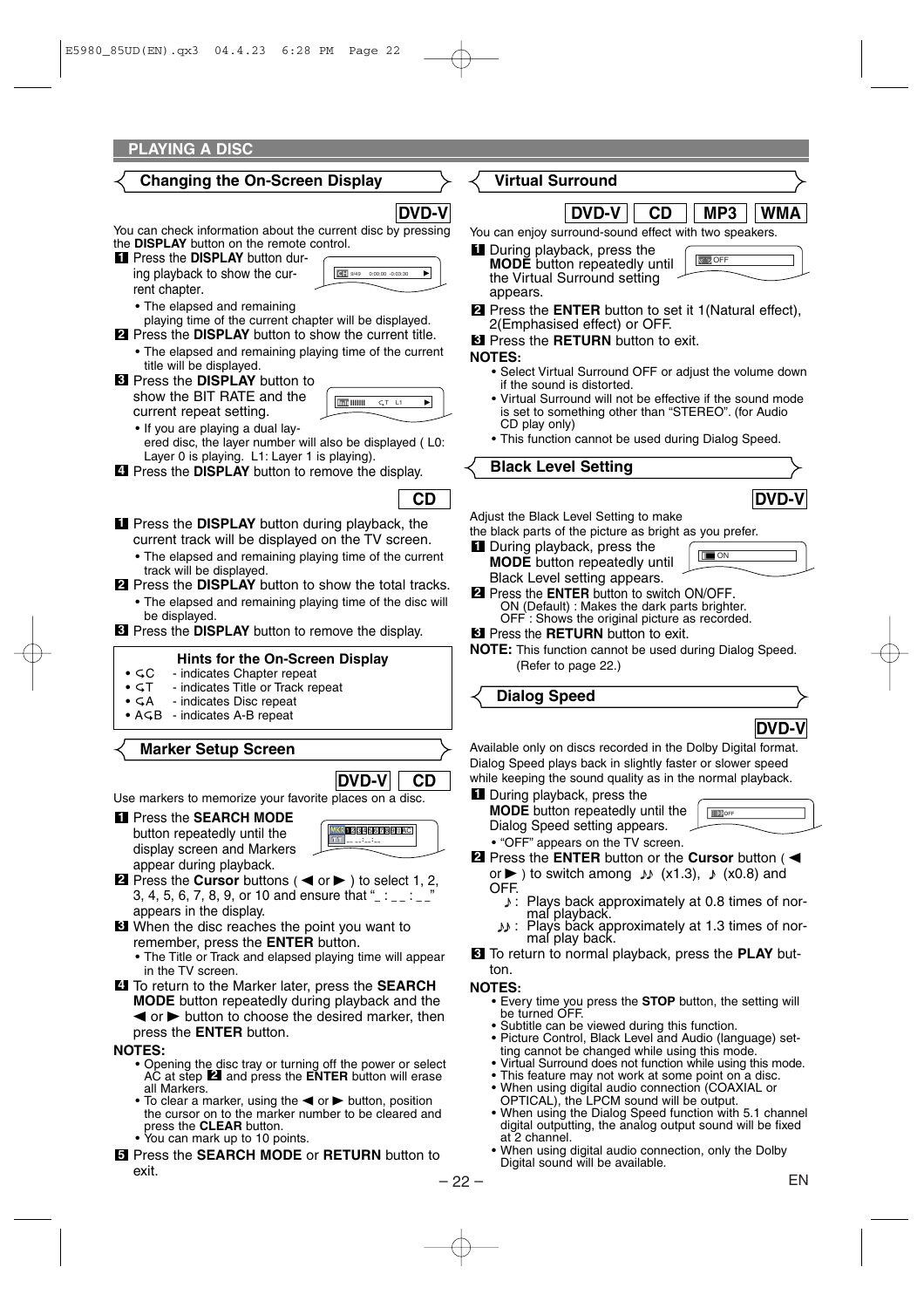## PLAYING A DISC

### Changing the On-Screen Display

**DVD-V**

You can check information about the current disc by pressing the **DISPLAY** button on the remote control.

1. Press the **DISPLAY** button during playback to show the current chapter.
   - The elapsed and remaining playing time of the current chapter will be displayed.
2. Press the **DISPLAY** button to show the current title.
   - The elapsed and remaining playing time of the current title will be displayed.
3. Press the **DISPLAY** button to show the BIT RATE and the current repeat setting.
   - If you are playing a dual layered disc, the layer number will also be displayed ( L0: Layer 0 is playing. L1: Layer 1 is playing).
4. Press the **DISPLAY** button to remove the display.

**CD**

1. Press the **DISPLAY** button during playback, the current track will be displayed on the TV screen.
   - The elapsed and remaining playing time of the current track will be displayed.
2. Press the **DISPLAY** button to show the total tracks.
   - The elapsed and remaining playing time of the disc will be displayed.
3. Press the **DISPLAY** button to remove the display.

**Hints for the On-Screen Display**
- C - indicates Chapter repeat
- T - indicates Title or Track repeat
- A - indicates Disc repeat
- AB - indicates A-B repeat

### Marker Setup Screen

**DVD-V** **CD**

Use markers to memorize your favorite places on a disc.

1. Press the **SEARCH MODE** button repeatedly until the display screen and Markers appear during playback.
2. Press the **Cursor** buttons ( ◀ or ▶ ) to select 1, 2, 3, 4, 5, 6, 7, 8, 9, or 10 and ensure that "_ : _ _ : _ _" appears in the display.
3. When the disc reaches the point you want to remember, press the **ENTER** button.
   - The Title or Track and elapsed playing time will appear in the TV screen.
4. To return to the Marker later, press the **SEARCH MODE** button repeatedly during playback and the ◀ or ▶ button to choose the desired marker, then press the **ENTER** button.

**NOTES:**
- Opening the disc tray or turning off the power or select AC at step **2** and press the **ENTER** button will erase all Markers.
- To clear a marker, using the ◀ or ▶ button, position the cursor on to the marker number to be cleared and press the **CLEAR** button.
- You can mark up to 10 points.

5. Press the **SEARCH MODE** or **RETURN** button to exit.

### Virtual Surround

**DVD-V** **CD** **MP3** **WMA**

You can enjoy surround-sound effect with two speakers.

1. During playback, press the **MODE** button repeatedly until the Virtual Surround setting appears.
2. Press the **ENTER** button to set it 1(Natural effect), 2(Emphasised effect) or OFF.
3. Press the **RETURN** button to exit.

**NOTES:**
- Select Virtual Surround OFF or adjust the volume down if the sound is distorted.
- Virtual Surround will not be effective if the sound mode is set to something other than "STEREO". (for Audio CD play only)
- This function cannot be used during Dialog Speed.

### Black Level Setting

**DVD-V**

Adjust the Black Level Setting to make the black parts of the picture as bright as you prefer.

1. During playback, press the **MODE** button repeatedly until Black Level setting appears.
2. Press the **ENTER** button to switch ON/OFF.
   ON (Default) : Makes the dark parts brighter.
   OFF : Shows the original picture as recorded.
3. Press the **RETURN** button to exit.

**NOTE:** This function cannot be used during Dialog Speed. (Refer to page 22.)

### Dialog Speed

**DVD-V**

Available only on discs recorded in the Dolby Digital format.
Dialog Speed plays back in slightly faster or slower speed while keeping the sound quality as in the normal playback.

1. During playback, press the **MODE** button repeatedly until the Dialog Speed setting appears.
   - "OFF" appears on the TV screen.
2. Press the **ENTER** button or the **Cursor** button ( ◀ or ▶ ) to switch among ♪♪ (x1.3), ♪ (x0.8) and OFF.
   ♪ : Plays back approximately at 0.8 times of normal playback.
   ♪♪ : Plays back approximately at 1.3 times of normal play back.
3. To return to normal playback, press the **PLAY** button.

**NOTES:**
- Every time you press the **STOP** button, the setting will be turned OFF.
- Subtitle can be viewed during this function.
- Picture Control, Black Level and Audio (language) setting cannot be changed while using this mode.
- Virtual Surround does not function while using this mode.
- This feature may not work at some point on a disc.
- When using digital audio connection (COAXIAL or OPTICAL), the LPCM sound will be output.
- When using the Dialog Speed function with 5.1 channel digital outputting, the analog output sound will be fixed at 2 channel.
- When using digital audio connection, only the Dolby Digital sound will be available.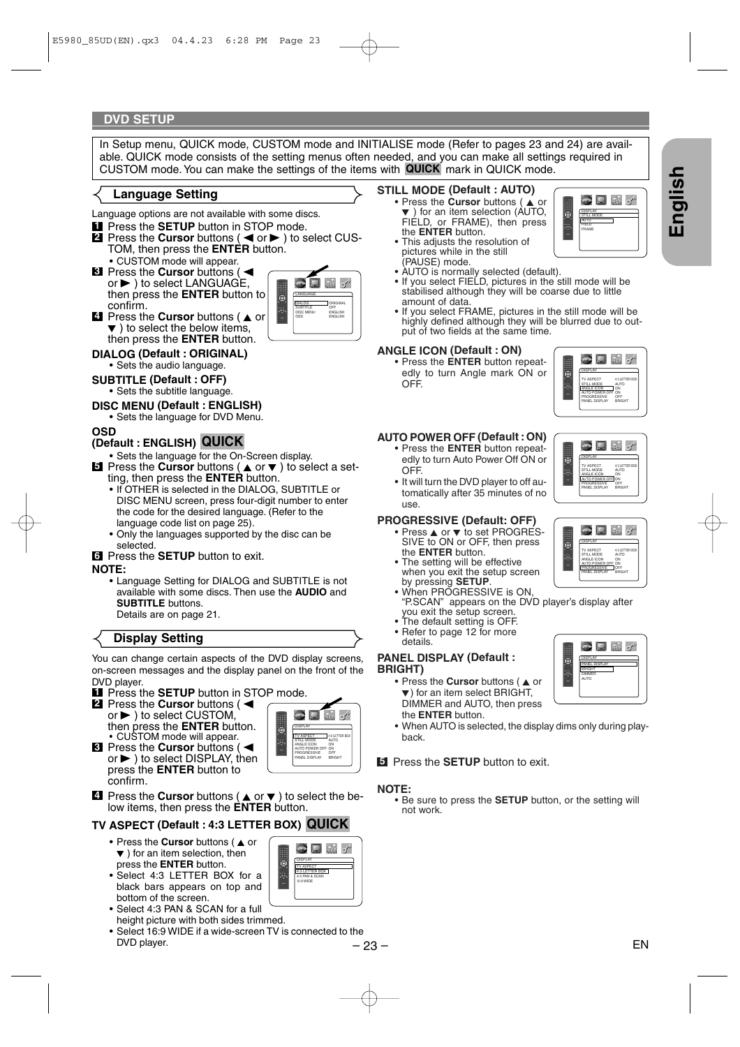## DVD SETUP

In Setup menu, QUICK mode, CUSTOM mode and INITIALISE mode (Refer to pages 23 and 24) are available. QUICK mode consists of the setting menus often needed, and you can make all settings required in CUSTOM mode. You can make the settings of the items with **QUICK** mark in QUICK mode.

### Language Setting

Language options are not available with some discs.

1. Press the **SETUP** button in STOP mode.
2. Press the **Cursor** buttons ( ◀ or ▶ ) to select CUSTOM, then press the **ENTER** button.
   - CUSTOM mode will appear.
3. Press the **Cursor** buttons ( ◀ or ▶ ) to select LANGUAGE, then press the **ENTER** button to confirm.
4. Press the **Cursor** buttons ( ▲ or ▼ ) to select the below items, then press the **ENTER** button.

**DIALOG (Default : ORIGINAL)**
- Sets the audio language.

**SUBTITLE (Default : OFF)**
- Sets the subtitle language.

**DISC MENU (Default : ENGLISH)**
- Sets the language for DVD Menu.

**OSD (Default : ENGLISH)** **QUICK**
- Sets the language for the On-Screen display.

5. Press the **Cursor** buttons ( ▲ or ▼ ) to select a setting, then press the **ENTER** button.
   - If OTHER is selected in the DIALOG, SUBTITLE or DISC MENU screen, press four-digit number to enter the code for the desired language. (Refer to the language code list on page 25).
   - Only the languages supported by the disc can be selected.
6. Press the **SETUP** button to exit.

**NOTE:**
- Language Setting for DIALOG and SUBTITLE is not available with some discs. Then use the **AUDIO** and **SUBTITLE** buttons. Details are on page 21.

### Display Setting

You can change certain aspects of the DVD display screens, on-screen messages and the display panel on the front of the DVD player.

1. Press the **SETUP** button in STOP mode.
2. Press the **Cursor** buttons ( ◀ or ▶ ) to select CUSTOM, then press the **ENTER** button.
   - CUSTOM mode will appear.
3. Press the **Cursor** buttons ( ◀ or ▶ ) to select DISPLAY, then press the **ENTER** button to confirm.
4. Press the **Cursor** buttons ( ▲ or ▼ ) to select the below items, then press the **ENTER** button.

**TV ASPECT (Default : 4:3 LETTER BOX)** **QUICK**
- Press the **Cursor** buttons ( ▲ or ▼ ) for an item selection, then press the **ENTER** button.
- Select 4:3 LETTER BOX for a black bars appears on top and bottom of the screen.
- Select 4:3 PAN & SCAN for a full height picture with both sides trimmed.
- Select 16:9 WIDE if a wide-screen TV is connected to the DVD player.

**STILL MODE (Default : AUTO)**
- Press the **Cursor** buttons ( ▲ or ▼ ) for an item selection (AUTO, FIELD, or FRAME), then press the **ENTER** button.
- This adjusts the resolution of pictures while in the still (PAUSE) mode.
- AUTO is normally selected (default).
- If you select FIELD, pictures in the still mode will be stabilised although they will be coarse due to little amount of data.
- If you select FRAME, pictures in the still mode will be highly defined although they will be blurred due to output of two fields at the same time.

**ANGLE ICON (Default : ON)**
- Press the **ENTER** button repeatedly to turn Angle mark ON or OFF.

**AUTO POWER OFF (Default : ON)**
- Press the **ENTER** button repeatedly to turn Auto Power Off ON or OFF.
- It will turn the DVD player to off automatically after 35 minutes of no use.

**PROGRESSIVE (Default: OFF)**
- Press ▲ or ▼ to set PROGRESSIVE to ON or OFF, then press the **ENTER** button.
- The setting will be effective when you exit the setup screen by pressing **SETUP**.
- When PROGRESSIVE is ON, "P.SCAN" appears on the DVD player's display after you exit the setup screen.
- The default setting is OFF.
- Refer to page 12 for more details.

**PANEL DISPLAY (Default : BRIGHT)**
- Press the **Cursor** buttons ( ▲ or ▼) for an item select BRIGHT, DIMMER and AUTO, then press the **ENTER** button.
- When AUTO is selected, the display dims only during playback.

5. Press the **SETUP** button to exit.

**NOTE:**
- Be sure to press the **SETUP** button, or the setting will not work.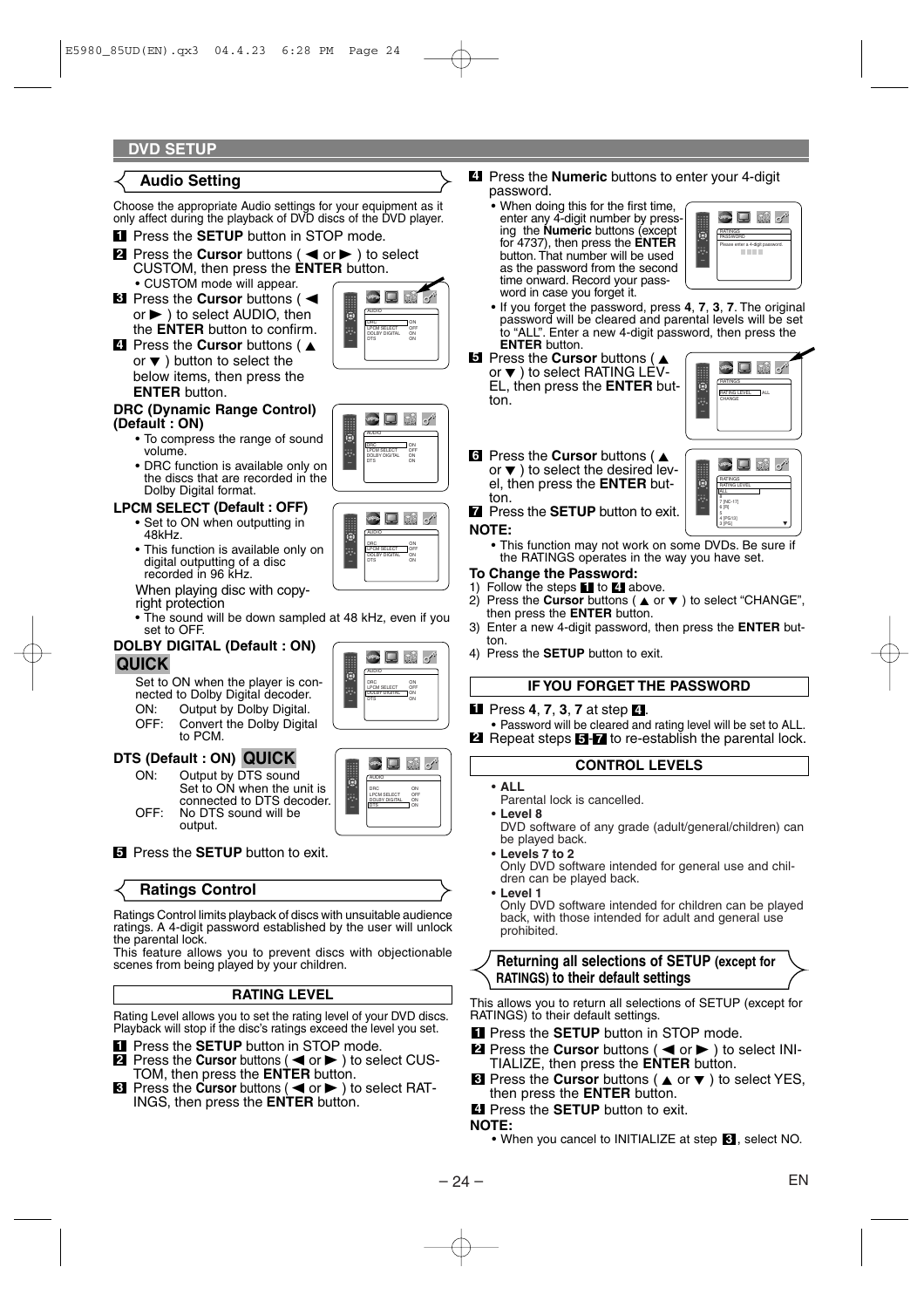## DVD SETUP

### Audio Setting

Choose the appropriate Audio settings for your equipment as it only affect during the playback of DVD discs of the DVD player.

1. Press the **SETUP** button in STOP mode.
2. Press the **Cursor** buttons ( ◀ or ▶ ) to select CUSTOM, then press the **ENTER** button.
   - CUSTOM mode will appear.
3. Press the **Cursor** buttons ( ◀ or ▶ ) to select AUDIO, then the **ENTER** button to confirm.
4. Press the **Cursor** buttons ( ▲ or ▼ ) button to select the below items, then press the **ENTER** button.

**DRC (Dynamic Range Control) (Default : ON)**

- To compress the range of sound volume.
- DRC function is available only on the discs that are recorded in the Dolby Digital format.

**LPCM SELECT (Default : OFF)**

- Set to ON when outputting in 48kHz.
- This function is available only on digital outputting of a disc recorded in 96 kHz.

When playing disc with copy-right protection

- The sound will be down sampled at 48 kHz, even if you set to OFF.

**DOLBY DIGITAL (Default : ON)** QUICK

Set to ON when the player is connected to Dolby Digital decoder.

ON: Output by Dolby Digital.
OFF: Convert the Dolby Digital to PCM.

**DTS (Default : ON)** QUICK

ON: Output by DTS sound Set to ON when the unit is connected to DTS decoder.
OFF: No DTS sound will be output.

5. Press the **SETUP** button to exit.

### Ratings Control

Ratings Control limits playback of discs with unsuitable audience ratings. A 4-digit password established by the user will unlock the parental lock.
This feature allows you to prevent discs with objectionable scenes from being played by your children.

#### RATING LEVEL

Rating Level allows you to set the rating level of your DVD discs. Playback will stop if the disc's ratings exceed the level you set.

1. Press the **SETUP** button in STOP mode.
2. Press the **Cursor** buttons ( ◀ or ▶ ) to select CUSTOM, then press the **ENTER** button.
3. Press the **Cursor** buttons ( ◀ or ▶ ) to select RATINGS, then press the **ENTER** button.
4. Press the **Numeric** buttons to enter your 4-digit password.
   - When doing this for the first time, enter any 4-digit number by pressing the **Numeric** buttons (except for 4737), then press the **ENTER** button. That number will be used as the password from the second time onward. Record your password in case you forget it.
   - If you forget the password, press **4**, **7**, **3**, **7**. The original password will be cleared and parental levels will be set to "ALL". Enter a new 4-digit password, then press the **ENTER** button.
5. Press the **Cursor** buttons ( ▲ or ▼ ) to select RATING LEVEL, then press the **ENTER** button.
6. Press the **Cursor** buttons ( ▲ or ▼ ) to select the desired level, then press the **ENTER** button.
7. Press the **SETUP** button to exit.

**NOTE:**

- This function may not work on some DVDs. Be sure if the RATINGS operates in the way you have set.

**To Change the Password:**

1) Follow the steps 1 to 4 above.
2) Press the **Cursor** buttons ( ▲ or ▼ ) to select "CHANGE", then press the **ENTER** button.
3) Enter a new 4-digit password, then press the **ENTER** button.
4) Press the **SETUP** button to exit.

#### IF YOU FORGET THE PASSWORD

1. Press **4**, **7**, **3**, **7** at step 4.
   - Password will be cleared and rating level will be set to ALL.
2. Repeat steps 5-7 to re-establish the parental lock.

#### CONTROL LEVELS

- **ALL**
  Parental lock is cancelled.
- **Level 8**
  DVD software of any grade (adult/general/children) can be played back.
- **Levels 7 to 2**
  Only DVD software intended for general use and children can be played back.
- **Level 1**
  Only DVD software intended for children can be played back, with those intended for adult and general use prohibited.

### Returning all selections of SETUP (except for RATINGS) to their default settings

This allows you to return all selections of SETUP (except for RATINGS) to their default settings.

1. Press the **SETUP** button in STOP mode.
2. Press the **Cursor** buttons ( ◀ or ▶ ) to select INITIALIZE, then press the **ENTER** button.
3. Press the **Cursor** buttons ( ▲ or ▼ ) to select YES, then press the **ENTER** button.
4. Press the **SETUP** button to exit.

**NOTE:**

- When you cancel to INITIALIZE at step 3, select NO.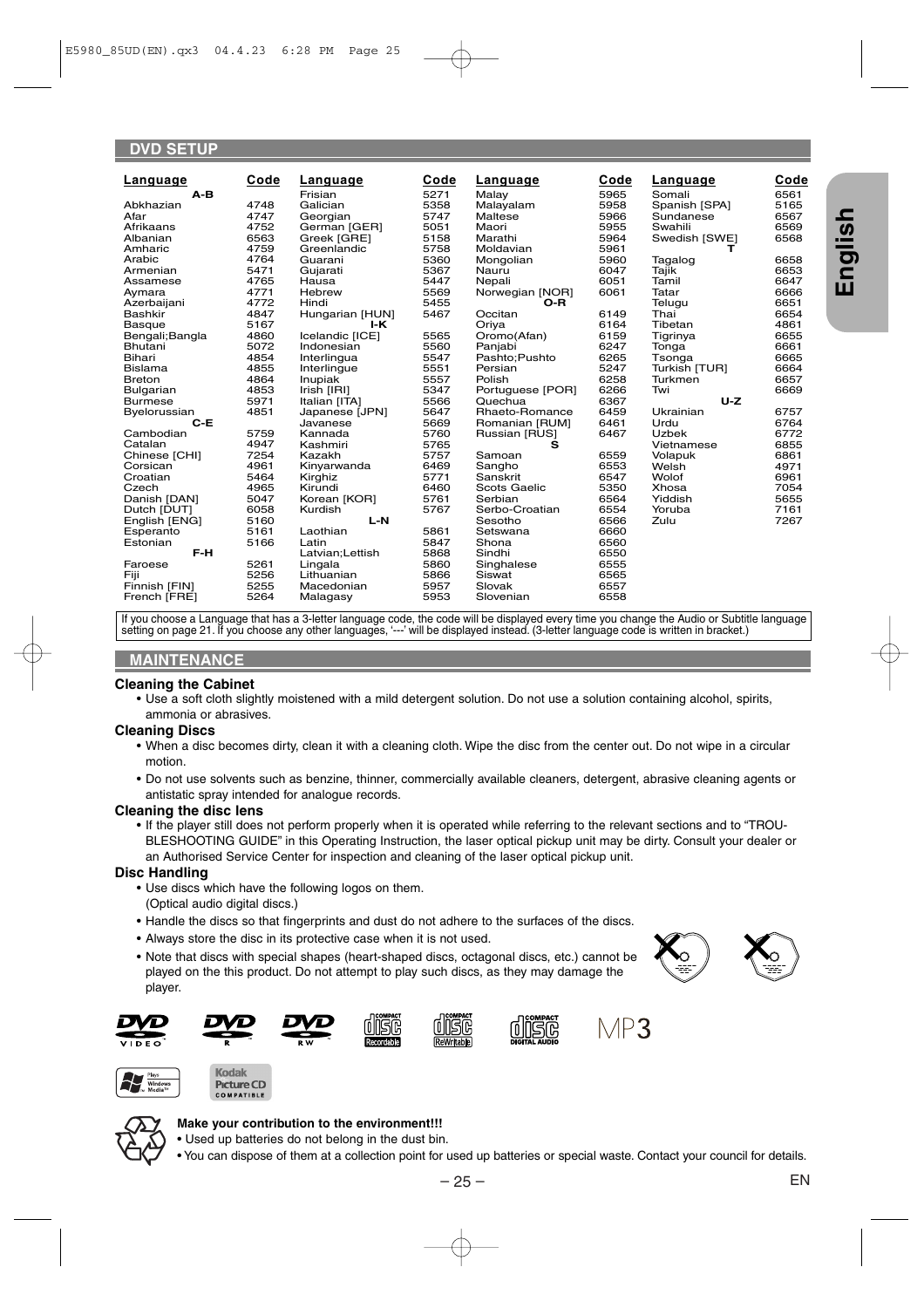## DVD SETUP

| Language | Code | Language | Code | Language | Code | Language | Code |
|---|---|---|---|---|---|---|---|
| **A-B** | | Frisian | 5271 | Malay | 5965 | Somali | 6561 |
| Abkhazian | 4748 | Galician | 5358 | Malayalam | 5958 | Spanish [SPA] | 5165 |
| Afar | 4747 | Georgian | 5747 | Maltese | 5966 | Sundanese | 6567 |
| Afrikaans | 4752 | German [GER] | 5051 | Maori | 5955 | Swahili | 6569 |
| Albanian | 6563 | Greek [GRE] | 5158 | Marathi | 5964 | Swedish [SWE] | 6568 |
| Amharic | 4759 | Greenlandic | 5758 | Moldavian | 5961 | **T** | |
| Arabic | 4764 | Guarani | 5360 | Mongolian | 5960 | Tagalog | 6658 |
| Armenian | 5471 | Gujarati | 5367 | Nauru | 6047 | Tajik | 6653 |
| Assamese | 4765 | Hausa | 5447 | Nepali | 6051 | Tamil | 6647 |
| Aymara | 4771 | Hebrew | 5569 | Norwegian [NOR] | 6061 | Tatar | 6666 |
| Azerbaijani | 4772 | Hindi | 5455 | **O-R** | | Telugu | 6651 |
| Bashkir | 4847 | Hungarian [HUN] | 5467 | Occitan | 6149 | Thai | 6654 |
| Basque | 5167 | **I-K** | | Oriya | 6164 | Tibetan | 4861 |
| Bengali;Bangla | 4860 | Icelandic [ICE] | 5565 | Oromo(Afan) | 6159 | Tigrinya | 6655 |
| Bhutani | 5072 | Indonesian | 5560 | Panjabi | 6247 | Tonga | 6661 |
| Bihari | 4854 | Interlingua | 5547 | Pashto;Pushto | 6265 | Tsonga | 6665 |
| Bislama | 4855 | Interlingue | 5551 | Persian | 5247 | Turkish [TUR] | 6664 |
| Breton | 4864 | Inupiak | 5557 | Polish | 6258 | Turkmen | 6657 |
| Bulgarian | 4853 | Irish [IRI] | 5347 | Portuguese [POR] | 6266 | Twi | 6669 |
| Burmese | 5971 | Italian [ITA] | 5566 | Quechua | 6367 | **U-Z** | |
| Byelorussian | 4851 | Japanese [JPN] | 5647 | Rhaeto-Romance | 6459 | Ukrainian | 6757 |
| **C-E** | | Javanese | 5669 | Romanian [RUM] | 6461 | Urdu | 6764 |
| Cambodian | 5759 | Kannada | 5760 | Russian [RUS] | 6467 | Uzbek | 6772 |
| Catalan | 4947 | Kashmiri | 5765 | **S** | | Vietnamese | 6855 |
| Chinese [CHI] | 7254 | Kazakh | 5757 | Samoan | 6559 | Volapuk | 6861 |
| Corsican | 4961 | Kinyarwanda | 6469 | Sangho | 6553 | Welsh | 4971 |
| Croatian | 5464 | Kirghiz | 5771 | Sanskrit | 6547 | Wolof | 6961 |
| Czech | 4965 | Kirundi | 6460 | Scots Gaelic | 5350 | Xhosa | 7054 |
| Danish [DAN] | 5047 | Korean [KOR] | 5761 | Serbian | 6564 | Yiddish | 5655 |
| Dutch [DUT] | 6058 | Kurdish | 5767 | Serbo-Croatian | 6554 | Yoruba | 7161 |
| English [ENG] | 5160 | **L-N** | | Sesotho | 6566 | Zulu | 7267 |
| Esperanto | 5161 | Laothian | 5861 | Setswana | 6660 | | |
| Estonian | 5166 | Latin | 5847 | Shona | 6560 | | |
| **F-H** | | Latvian;Lettish | 5868 | Sindhi | 6550 | | |
| Faroese | 5261 | Lingala | 5860 | Singhalese | 6555 | | |
| Fiji | 5256 | Lithuanian | 5866 | Siswat | 6565 | | |
| Finnish [FIN] | 5255 | Macedonian | 5957 | Slovak | 6557 | | |
| French [FRE] | 5264 | Malagasy | 5953 | Slovenian | 6558 | | |

If you choose a Language that has a 3-letter language code, the code will be displayed every time you change the Audio or Subtitle language setting on page 21. If you choose any other languages, '---' will be displayed instead. (3-letter language code is written in bracket.)

## MAINTENANCE

### Cleaning the Cabinet

- Use a soft cloth slightly moistened with a mild detergent solution. Do not use a solution containing alcohol, spirits, ammonia or abrasives.

### Cleaning Discs

- When a disc becomes dirty, clean it with a cleaning cloth. Wipe the disc from the center out. Do not wipe in a circular motion.
- Do not use solvents such as benzine, thinner, commercially available cleaners, detergent, abrasive cleaning agents or antistatic spray intended for analogue records.

### Cleaning the disc lens

- If the player still does not perform properly when it is operated while referring to the relevant sections and to "TROUBLESHOOTING GUIDE" in this Operating Instruction, the laser optical pickup unit may be dirty. Consult your dealer or an Authorised Service Center for inspection and cleaning of the laser optical pickup unit.

### Disc Handling

- Use discs which have the following logos on them. (Optical audio digital discs.)
- Handle the discs so that fingerprints and dust do not adhere to the surfaces of the discs.
- Always store the disc in its protective case when it is not used.
- Note that discs with special shapes (heart-shaped discs, octagonal discs, etc.) cannot be played on the this product. Do not attempt to play such discs, as they may damage the player.

**Make your contribution to the environment!!!**

- Used up batteries do not belong in the dust bin.
- You can dispose of them at a collection point for used up batteries or special waste. Contact your council for details.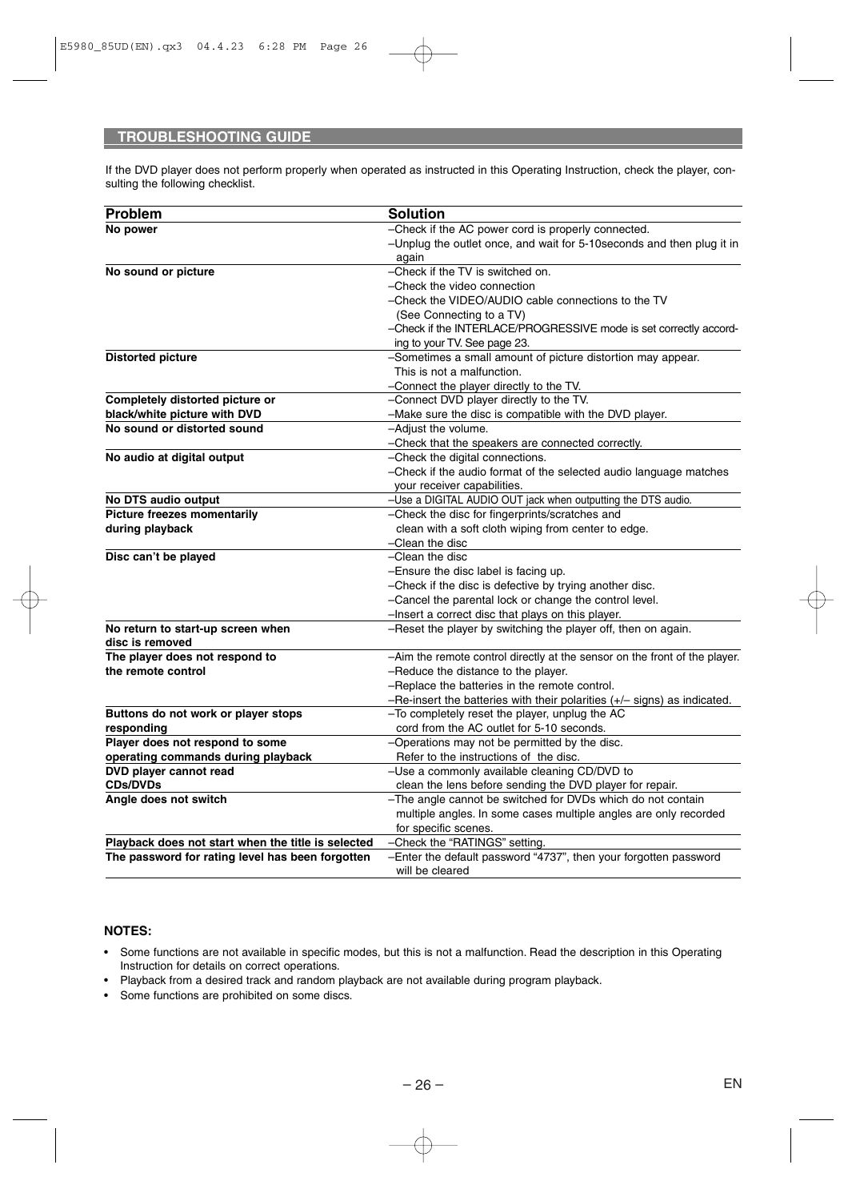## TROUBLESHOOTING GUIDE

If the DVD player does not perform properly when operated as instructed in this Operating Instruction, check the player, consulting the following checklist.

| Problem | Solution |
|---|---|
| **No power** | –Check if the AC power cord is properly connected.<br>–Unplug the outlet once, and wait for 5-10seconds and then plug it in again |
| **No sound or picture** | –Check if the TV is switched on.<br>–Check the video connection<br>–Check the VIDEO/AUDIO cable connections to the TV (See Connecting to a TV)<br>–Check if the INTERLACE/PROGRESSIVE mode is set correctly according to your TV. See page 23. |
| **Distorted picture** | –Sometimes a small amount of picture distortion may appear. This is not a malfunction.<br>–Connect the player directly to the TV. |
| **Completely distorted picture or black/white picture with DVD** | –Connect DVD player directly to the TV.<br>–Make sure the disc is compatible with the DVD player. |
| **No sound or distorted sound** | –Adjust the volume.<br>–Check that the speakers are connected correctly. |
| **No audio at digital output** | –Check the digital connections.<br>–Check if the audio format of the selected audio language matches your receiver capabilities. |
| **No DTS audio output** | –Use a DIGITAL AUDIO OUT jack when outputting the DTS audio. |
| **Picture freezes momentarily during playback** | –Check the disc for fingerprints/scratches and clean with a soft cloth wiping from center to edge.<br>–Clean the disc |
| **Disc can't be played** | –Clean the disc<br>–Ensure the disc label is facing up.<br>–Check if the disc is defective by trying another disc.<br>–Cancel the parental lock or change the control level.<br>–Insert a correct disc that plays on this player. |
| **No return to start-up screen when disc is removed** | –Reset the player by switching the player off, then on again. |
| **The player does not respond to the remote control** | –Aim the remote control directly at the sensor on the front of the player.<br>–Reduce the distance to the player.<br>–Replace the batteries in the remote control.<br>–Re-insert the batteries with their polarities (+/– signs) as indicated. |
| **Buttons do not work or player stops responding** | –To completely reset the player, unplug the AC cord from the AC outlet for 5-10 seconds. |
| **Player does not respond to some operating commands during playback** | –Operations may not be permitted by the disc. Refer to the instructions of the disc. |
| **DVD player cannot read CDs/DVDs** | –Use a commonly available cleaning CD/DVD to clean the lens before sending the DVD player for repair. |
| **Angle does not switch** | –The angle cannot be switched for DVDs which do not contain multiple angles. In some cases multiple angles are only recorded for specific scenes. |
| **Playback does not start when the title is selected** | –Check the "RATINGS" setting. |
| **The password for rating level has been forgotten** | –Enter the default password "4737", then your forgotten password will be cleared |

**NOTES:**

- Some functions are not available in specific modes, but this is not a malfunction. Read the description in this Operating Instruction for details on correct operations.
- Playback from a desired track and random playback are not available during program playback.
- Some functions are prohibited on some discs.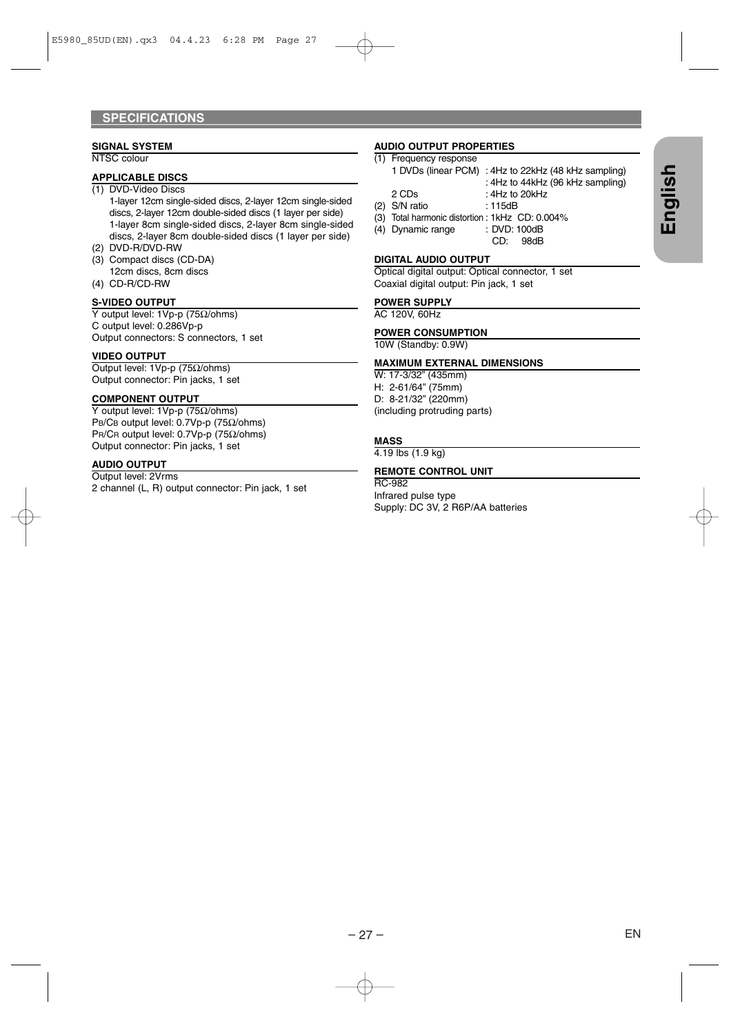## SPECIFICATIONS

**SIGNAL SYSTEM**

NTSC colour

**APPLICABLE DISCS**

(1) DVD-Video Discs
1-layer 12cm single-sided discs, 2-layer 12cm single-sided discs, 2-layer 12cm double-sided discs (1 layer per side)
1-layer 8cm single-sided discs, 2-layer 8cm single-sided discs, 2-layer 8cm double-sided discs (1 layer per side)
(2) DVD-R/DVD-RW
(3) Compact discs (CD-DA)
12cm discs, 8cm discs
(4) CD-R/CD-RW

**S-VIDEO OUTPUT**

Y output level: 1Vp-p (75Ω/ohms)
C output level: 0.286Vp-p
Output connectors: S connectors, 1 set

**VIDEO OUTPUT**

Output level: 1Vp-p (75Ω/ohms)
Output connector: Pin jacks, 1 set

**COMPONENT OUTPUT**

Y output level: 1Vp-p (75Ω/ohms)
PB/CB output level: 0.7Vp-p (75Ω/ohms)
PR/CR output level: 0.7Vp-p (75Ω/ohms)
Output connector: Pin jacks, 1 set

**AUDIO OUTPUT**

Output level: 2Vrms
2 channel (L, R) output connector: Pin jack, 1 set

**AUDIO OUTPUT PROPERTIES**

(1) Frequency response
1 DVDs (linear PCM) : 4Hz to 22kHz (48 kHz sampling)
: 4Hz to 44kHz (96 kHz sampling)
2 CDs : 4Hz to 20kHz
(2) S/N ratio : 115dB
(3) Total harmonic distortion : 1kHz CD: 0.004%
(4) Dynamic range : DVD: 100dB
CD: 98dB

**DIGITAL AUDIO OUTPUT**

Optical digital output: Optical connector, 1 set
Coaxial digital output: Pin jack, 1 set

**POWER SUPPLY**

AC 120V, 60Hz

**POWER CONSUMPTION**

10W (Standby: 0.9W)

**MAXIMUM EXTERNAL DIMENSIONS**

W: 17-3/32" (435mm)
H: 2-61/64" (75mm)
D: 8-21/32" (220mm)
(including protruding parts)

**MASS**

4.19 lbs (1.9 kg)

**REMOTE CONTROL UNIT**

RC-982
Infrared pulse type
Supply: DC 3V, 2 R6P/AA batteries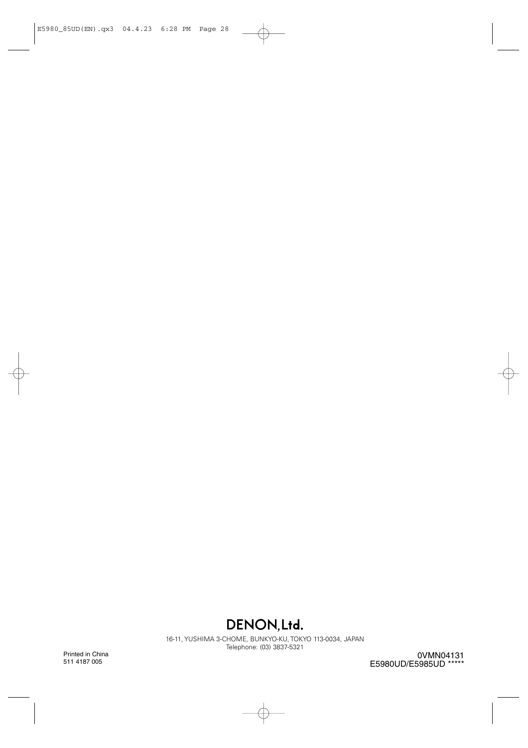**DENON, Ltd.**

16-11, YUSHIMA 3-CHOME, BUNKYO-KU, TOKYO 113-0034, JAPAN
Telephone: (03) 3837-5321

Printed in China
511 4187 005

0VMN04131
E5980UD/E5985UD *****